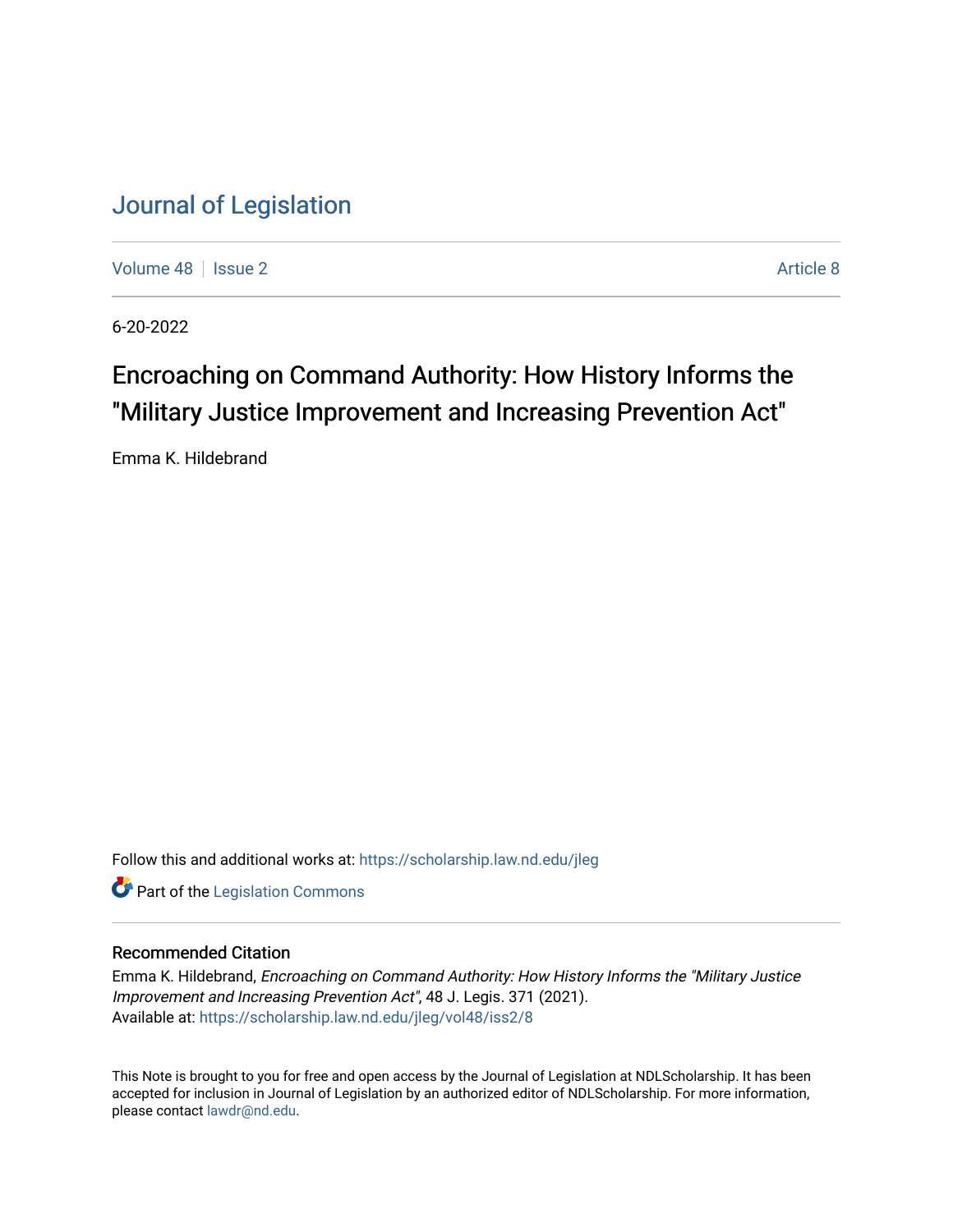# Journal of Legislation

Volume 48 | Issue 2 | Article 8

6-20-2022

## Encroaching on Command Authority: How History Informs the "Military Justice Improvement and Increasing Prevention Act"

Emma K. Hildebrand

Follow this and additional works at: https://scholarship.law.nd.edu/jleg

Part of the Legislation Commons

### Recommended Citation

Emma K. Hildebrand, *Encroaching on Command Authority: How History Informs the "Military Justice Improvement and Increasing Prevention Act"*, 48 J. Legis. 371 (2021).
Available at: https://scholarship.law.nd.edu/jleg/vol48/iss2/8

This Note is brought to you for free and open access by the Journal of Legislation at NDLScholarship. It has been accepted for inclusion in Journal of Legislation by an authorized editor of NDLScholarship. For more information, please contact lawdr@nd.edu.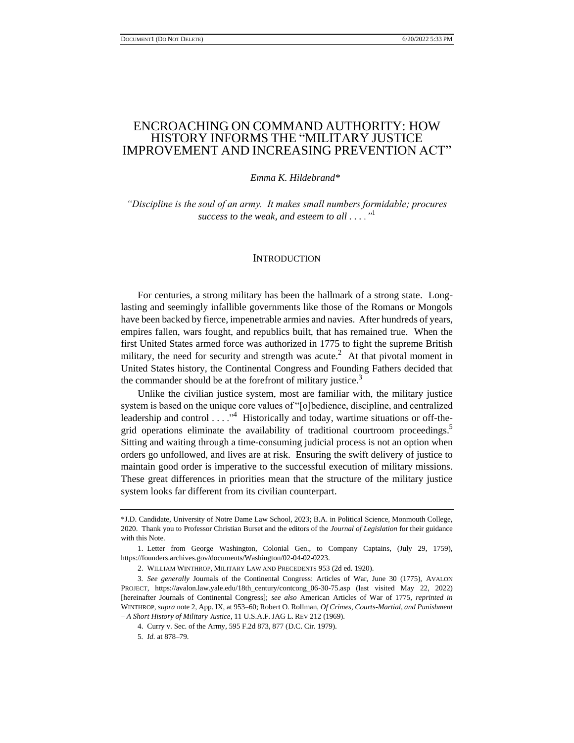# ENCROACHING ON COMMAND AUTHORITY: HOW HISTORY INFORMS THE "MILITARY JUSTICE IMPROVEMENT AND INCREASING PREVENTION ACT"

*Emma K. Hildebrand\**

*"Discipline is the soul of an army. It makes small numbers formidable; procures success to the weak, and esteem to all . . . ."*[1]

## INTRODUCTION

For centuries, a strong military has been the hallmark of a strong state. Long-lasting and seemingly infallible governments like those of the Romans or Mongols have been backed by fierce, impenetrable armies and navies. After hundreds of years, empires fallen, wars fought, and republics built, that has remained true. When the first United States armed force was authorized in 1775 to fight the supreme British military, the need for security and strength was acute.[2] At that pivotal moment in United States history, the Continental Congress and Founding Fathers decided that the commander should be at the forefront of military justice.[3]

Unlike the civilian justice system, most are familiar with, the military justice system is based on the unique core values of "[o]bedience, discipline, and centralized leadership and control . . . ."[4] Historically and today, wartime situations or off-the-grid operations eliminate the availability of traditional courtroom proceedings.[5] Sitting and waiting through a time-consuming judicial process is not an option when orders go unfollowed, and lives are at risk. Ensuring the swift delivery of justice to maintain good order is imperative to the successful execution of military missions. These great differences in priorities mean that the structure of the military justice system looks far different from its civilian counterpart.

---

\*J.D. Candidate, University of Notre Dame Law School, 2023; B.A. in Political Science, Monmouth College, 2020. Thank you to Professor Christian Burset and the editors of the *Journal of Legislation* for their guidance with this Note.

1. Letter from George Washington, Colonial Gen., to Company Captains, (July 29, 1759), https://founders.archives.gov/documents/Washington/02-04-02-0223.

2. WILLIAM WINTHROP, MILITARY LAW AND PRECEDENTS 953 (2d ed. 1920).

3. *See generally* Journals of the Continental Congress: Articles of War, June 30 (1775), AVALON PROJECT, https://avalon.law.yale.edu/18th_century/contcong_06-30-75.asp (last visited May 22, 2022) [hereinafter Journals of Continental Congress]; *see also* American Articles of War of 1775, *reprinted in* WINTHROP, *supra* note 2, App. IX, at 953–60; Robert O. Rollman, *Of Crimes, Courts-Martial, and Punishment – A Short History of Military Justice*, 11 U.S.A.F. JAG L. REV 212 (1969).

4. Curry v. Sec. of the Army, 595 F.2d 873, 877 (D.C. Cir. 1979).

5. *Id.* at 878–79.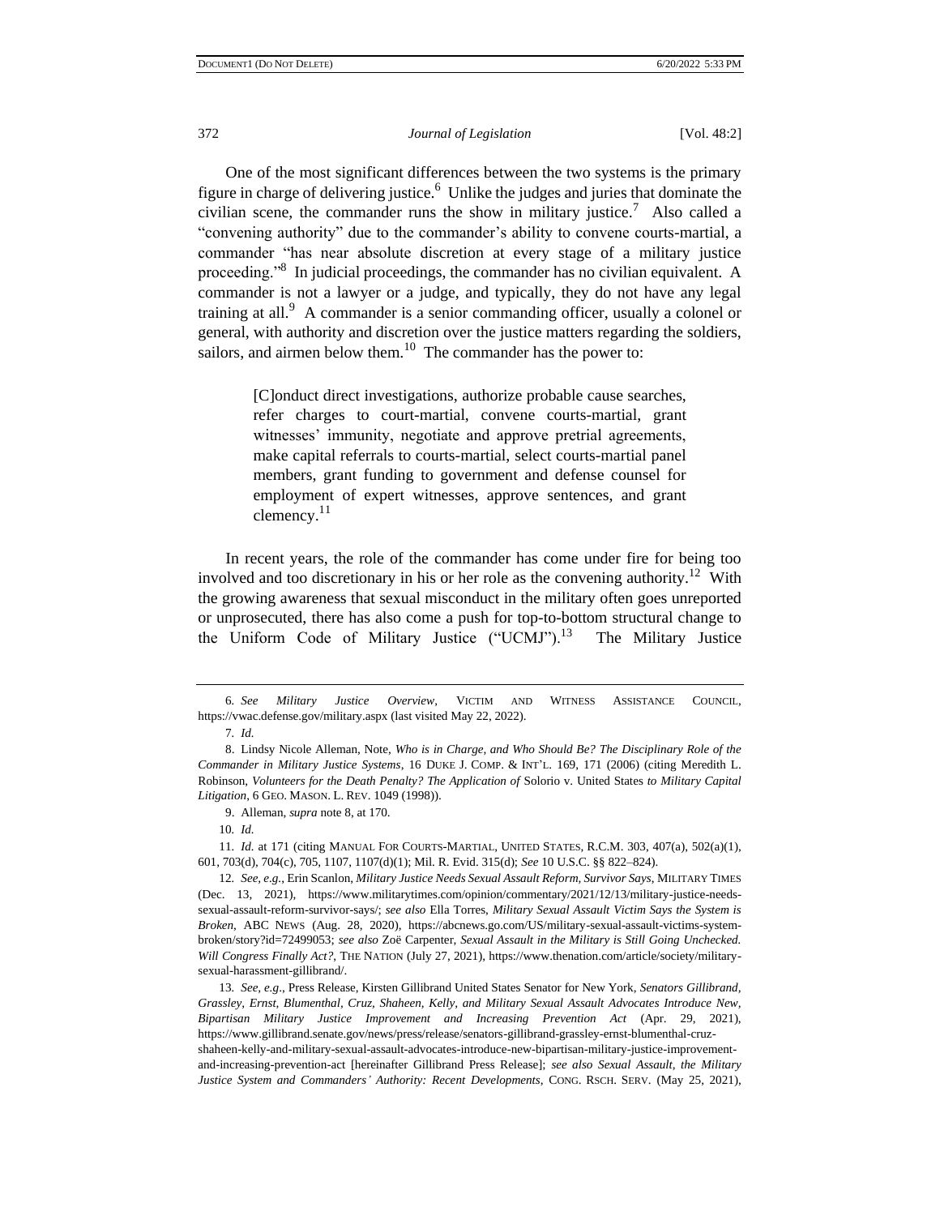One of the most significant differences between the two systems is the primary figure in charge of delivering justice.[6] Unlike the judges and juries that dominate the civilian scene, the commander runs the show in military justice.[7] Also called a "convening authority" due to the commander's ability to convene courts-martial, a commander "has near absolute discretion at every stage of a military justice proceeding."[8] In judicial proceedings, the commander has no civilian equivalent. A commander is not a lawyer or a judge, and typically, they do not have any legal training at all.[9] A commander is a senior commanding officer, usually a colonel or general, with authority and discretion over the justice matters regarding the soldiers, sailors, and airmen below them.[10] The commander has the power to:

> [C]onduct direct investigations, authorize probable cause searches, refer charges to court-martial, convene courts-martial, grant witnesses' immunity, negotiate and approve pretrial agreements, make capital referrals to courts-martial, select courts-martial panel members, grant funding to government and defense counsel for employment of expert witnesses, approve sentences, and grant clemency.[11]

In recent years, the role of the commander has come under fire for being too involved and too discretionary in his or her role as the convening authority.[12] With the growing awareness that sexual misconduct in the military often goes unreported or unprosecuted, there has also come a push for top-to-bottom structural change to the Uniform Code of Military Justice ("UCMJ").[13] The Military Justice

---

6. *See Military Justice Overview*, VICTIM AND WITNESS ASSISTANCE COUNCIL, https://vwac.defense.gov/military.aspx (last visited May 22, 2022).

7. *Id.*

8. Lindsy Nicole Alleman, Note, *Who is in Charge, and Who Should Be? The Disciplinary Role of the Commander in Military Justice Systems*, 16 DUKE J. COMP. & INT'L. 169, 171 (2006) (citing Meredith L. Robinson, *Volunteers for the Death Penalty? The Application of* Solorio v. United States *to Military Capital Litigation*, 6 GEO. MASON. L. REV. 1049 (1998)).

9. Alleman, *supra* note 8, at 170.

10. *Id.*

11. *Id.* at 171 (citing MANUAL FOR COURTS-MARTIAL, UNITED STATES, R.C.M. 303, 407(a), 502(a)(1), 601, 703(d), 704(c), 705, 1107, 1107(d)(1); Mil. R. Evid. 315(d); *See* 10 U.S.C. §§ 822–824).

12. *See, e.g.*, Erin Scanlon, *Military Justice Needs Sexual Assault Reform, Survivor Says*, MILITARY TIMES (Dec. 13, 2021), https://www.militarytimes.com/opinion/commentary/2021/12/13/military-justice-needs-sexual-assault-reform-survivor-says/; *see also* Ella Torres, *Military Sexual Assault Victim Says the System is Broken*, ABC NEWS (Aug. 28, 2020), https://abcnews.go.com/US/military-sexual-assault-victims-system-broken/story?id=72499053; *see also* Zoë Carpenter, *Sexual Assault in the Military is Still Going Unchecked. Will Congress Finally Act?*, THE NATION (July 27, 2021), https://www.thenation.com/article/society/military-sexual-harassment-gillibrand/.

13. *See, e.g.*, Press Release, Kirsten Gillibrand United States Senator for New York, *Senators Gillibrand, Grassley, Ernst, Blumenthal, Cruz, Shaheen, Kelly, and Military Sexual Assault Advocates Introduce New, Bipartisan Military Justice Improvement and Increasing Prevention Act* (Apr. 29, 2021), https://www.gillibrand.senate.gov/news/press/release/senators-gillibrand-grassley-ernst-blumenthal-cruz-shaheen-kelly-and-military-sexual-assault-advocates-introduce-new-bipartisan-military-justice-improvement-and-increasing-prevention-act [hereinafter Gillibrand Press Release]; *see also Sexual Assault, the Military Justice System and Commanders' Authority: Recent Developments*, CONG. RSCH. SERV. (May 25, 2021),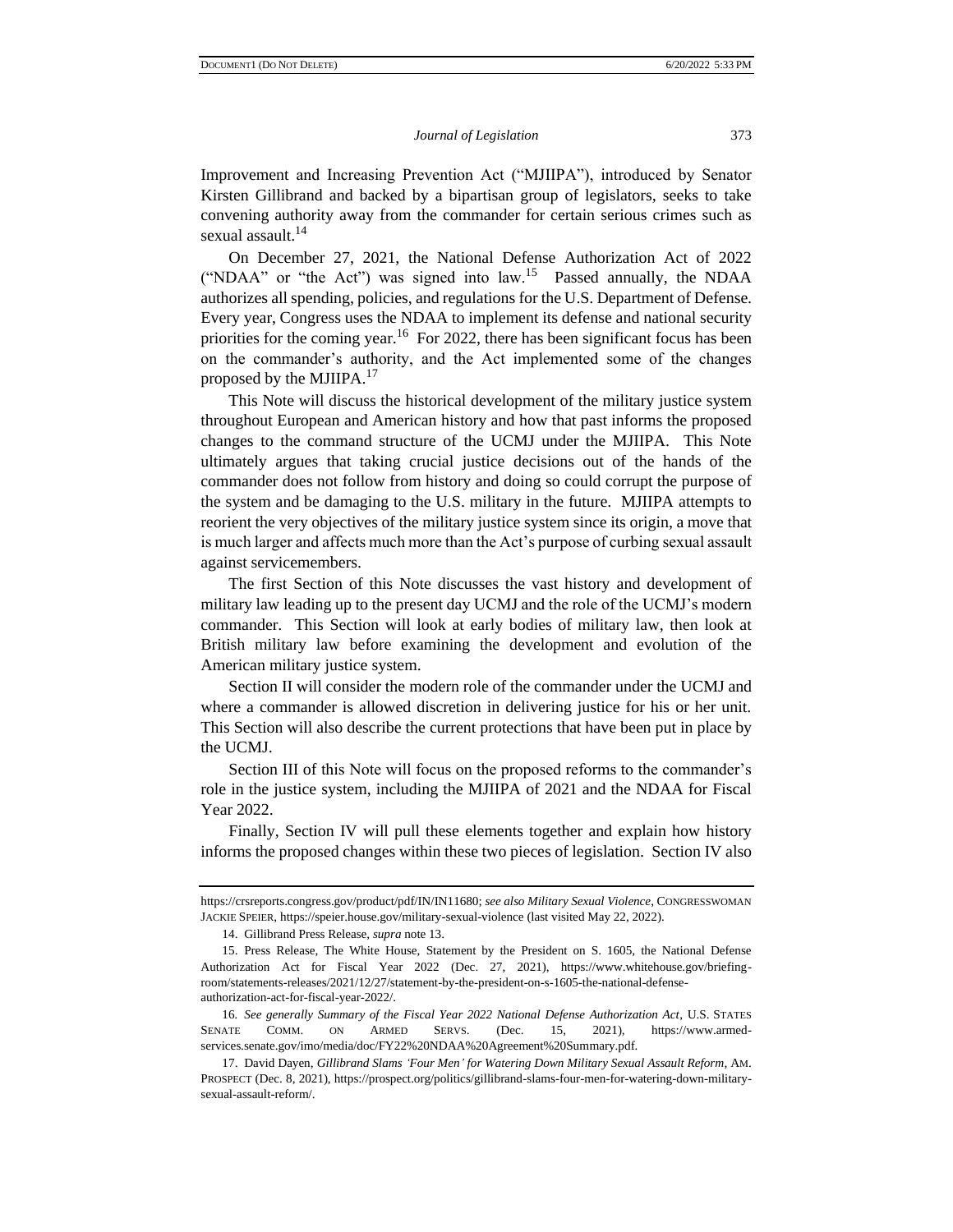Improvement and Increasing Prevention Act ("MJIIPA"), introduced by Senator Kirsten Gillibrand and backed by a bipartisan group of legislators, seeks to take convening authority away from the commander for certain serious crimes such as sexual assault.[14]

On December 27, 2021, the National Defense Authorization Act of 2022 ("NDAA" or "the Act") was signed into law.[15] Passed annually, the NDAA authorizes all spending, policies, and regulations for the U.S. Department of Defense. Every year, Congress uses the NDAA to implement its defense and national security priorities for the coming year.[16] For 2022, there has been significant focus has been on the commander's authority, and the Act implemented some of the changes proposed by the MJIIPA.[17]

This Note will discuss the historical development of the military justice system throughout European and American history and how that past informs the proposed changes to the command structure of the UCMJ under the MJIIPA. This Note ultimately argues that taking crucial justice decisions out of the hands of the commander does not follow from history and doing so could corrupt the purpose of the system and be damaging to the U.S. military in the future. MJIIPA attempts to reorient the very objectives of the military justice system since its origin, a move that is much larger and affects much more than the Act's purpose of curbing sexual assault against servicemembers.

The first Section of this Note discusses the vast history and development of military law leading up to the present day UCMJ and the role of the UCMJ's modern commander. This Section will look at early bodies of military law, then look at British military law before examining the development and evolution of the American military justice system.

Section II will consider the modern role of the commander under the UCMJ and where a commander is allowed discretion in delivering justice for his or her unit. This Section will also describe the current protections that have been put in place by the UCMJ.

Section III of this Note will focus on the proposed reforms to the commander's role in the justice system, including the MJIIPA of 2021 and the NDAA for Fiscal Year 2022.

Finally, Section IV will pull these elements together and explain how history informs the proposed changes within these two pieces of legislation. Section IV also

---

https://crsreports.congress.gov/product/pdf/IN/IN11680; *see also Military Sexual Violence*, CONGRESSWOMAN JACKIE SPEIER, https://speier.house.gov/military-sexual-violence (last visited May 22, 2022).

14. Gillibrand Press Release, *supra* note 13.

15. Press Release, The White House, Statement by the President on S. 1605, the National Defense Authorization Act for Fiscal Year 2022 (Dec. 27, 2021), https://www.whitehouse.gov/briefing-room/statements-releases/2021/12/27/statement-by-the-president-on-s-1605-the-national-defense-authorization-act-for-fiscal-year-2022/.

16. *See generally Summary of the Fiscal Year 2022 National Defense Authorization Act*, U.S. STATES SENATE COMM. ON ARMED SERVS. (Dec. 15, 2021), https://www.armed-services.senate.gov/imo/media/doc/FY22%20NDAA%20Agreement%20Summary.pdf.

17. David Dayen, *Gillibrand Slams 'Four Men' for Watering Down Military Sexual Assault Reform*, AM. PROSPECT (Dec. 8, 2021), https://prospect.org/politics/gillibrand-slams-four-men-for-watering-down-military-sexual-assault-reform/.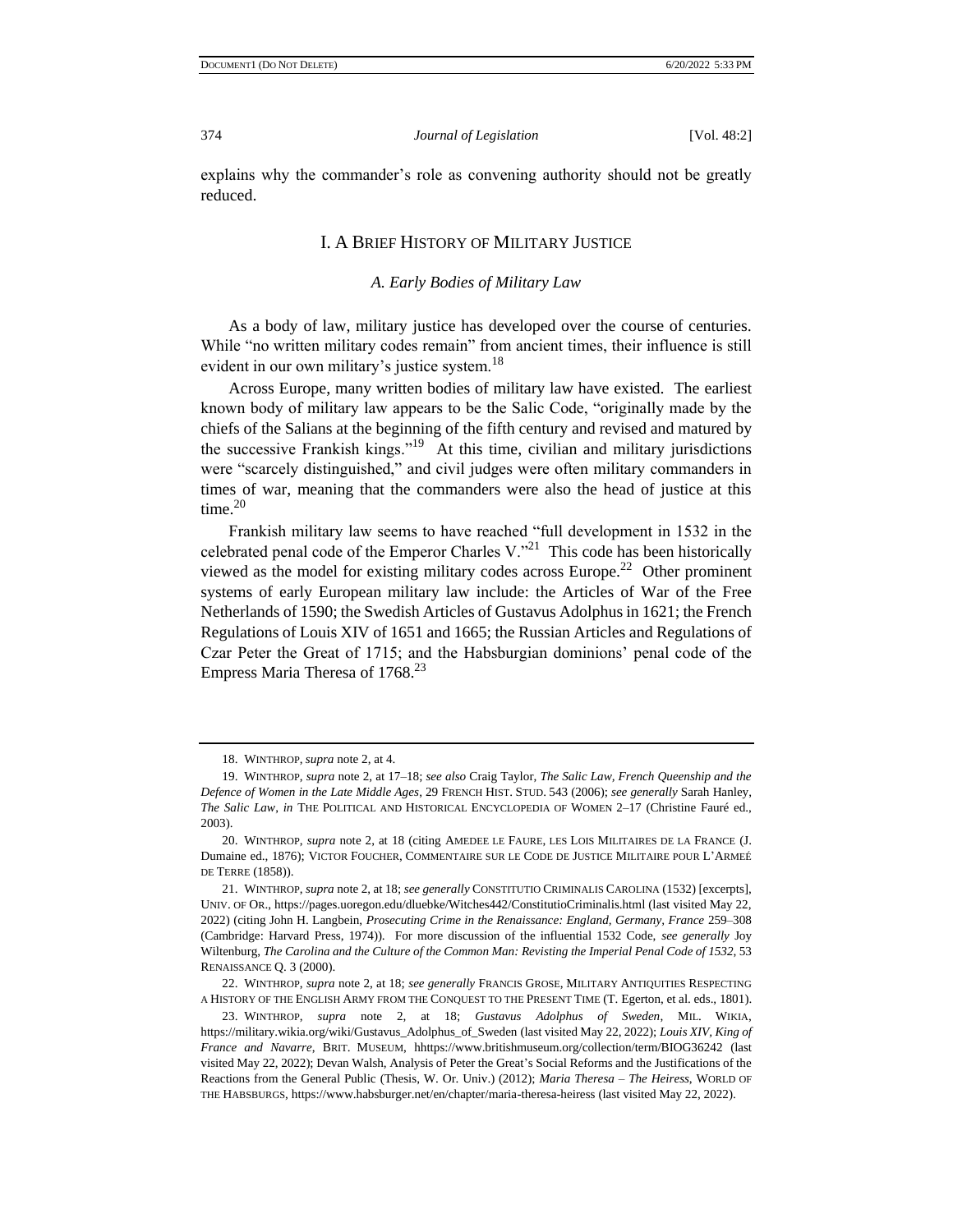explains why the commander's role as convening authority should not be greatly reduced.

## I. A Brief History of Military Justice

### *A. Early Bodies of Military Law*

As a body of law, military justice has developed over the course of centuries. While "no written military codes remain" from ancient times, their influence is still evident in our own military's justice system.[18]

Across Europe, many written bodies of military law have existed. The earliest known body of military law appears to be the Salic Code, "originally made by the chiefs of the Salians at the beginning of the fifth century and revised and matured by the successive Frankish kings."[19] At this time, civilian and military jurisdictions were "scarcely distinguished," and civil judges were often military commanders in times of war, meaning that the commanders were also the head of justice at this time.[20]

Frankish military law seems to have reached "full development in 1532 in the celebrated penal code of the Emperor Charles V."[21] This code has been historically viewed as the model for existing military codes across Europe.[22] Other prominent systems of early European military law include: the Articles of War of the Free Netherlands of 1590; the Swedish Articles of Gustavus Adolphus in 1621; the French Regulations of Louis XIV of 1651 and 1665; the Russian Articles and Regulations of Czar Peter the Great of 1715; and the Habsburgian dominions' penal code of the Empress Maria Theresa of 1768.[23]

---

18. WINTHROP, *supra* note 2, at 4.

19. WINTHROP, *supra* note 2, at 17–18; *see also* Craig Taylor, *The Salic Law, French Queenship and the Defence of Women in the Late Middle Ages*, 29 FRENCH HIST. STUD. 543 (2006); *see generally* Sarah Hanley, *The Salic Law*, *in* THE POLITICAL AND HISTORICAL ENCYCLOPEDIA OF WOMEN 2–17 (Christine Fauré ed., 2003).

20. WINTHROP, *supra* note 2, at 18 (citing AMEDEE LE FAURE, LES LOIS MILITAIRES DE LA FRANCE (J. Dumaine ed., 1876); VICTOR FOUCHER, COMMENTAIRE SUR LE CODE DE JUSTICE MILITAIRE POUR L'ARMEÉ DE TERRE (1858)).

21. WINTHROP, *supra* note 2, at 18; *see generally* CONSTITUTIO CRIMINALIS CAROLINA (1532) [excerpts], UNIV. OF OR., https://pages.uoregon.edu/dluebke/Witches442/ConstitutioCriminalis.html (last visited May 22, 2022) (citing John H. Langbein, *Prosecuting Crime in the Renaissance: England, Germany, France* 259–308 (Cambridge: Harvard Press, 1974)). For more discussion of the influential 1532 Code, *see generally* Joy Wiltenburg, *The Carolina and the Culture of the Common Man: Revisting the Imperial Penal Code of 1532*, 53 RENAISSANCE Q. 3 (2000).

22. WINTHROP, *supra* note 2, at 18; *see generally* FRANCIS GROSE, MILITARY ANTIQUITIES RESPECTING A HISTORY OF THE ENGLISH ARMY FROM THE CONQUEST TO THE PRESENT TIME (T. Egerton, et al. eds., 1801).

23. WINTHROP, *supra* note 2, at 18; *Gustavus Adolphus of Sweden*, MIL. WIKIA, https://military.wikia.org/wiki/Gustavus_Adolphus_of_Sweden (last visited May 22, 2022); *Louis XIV, King of France and Navarre*, BRIT. MUSEUM, hhttps://www.britishmuseum.org/collection/term/BIOG36242 (last visited May 22, 2022); Devan Walsh, Analysis of Peter the Great's Social Reforms and the Justifications of the Reactions from the General Public (Thesis, W. Or. Univ.) (2012); *Maria Theresa – The Heiress*, WORLD OF THE HABSBURGS, https://www.habsburger.net/en/chapter/maria-theresa-heiress (last visited May 22, 2022).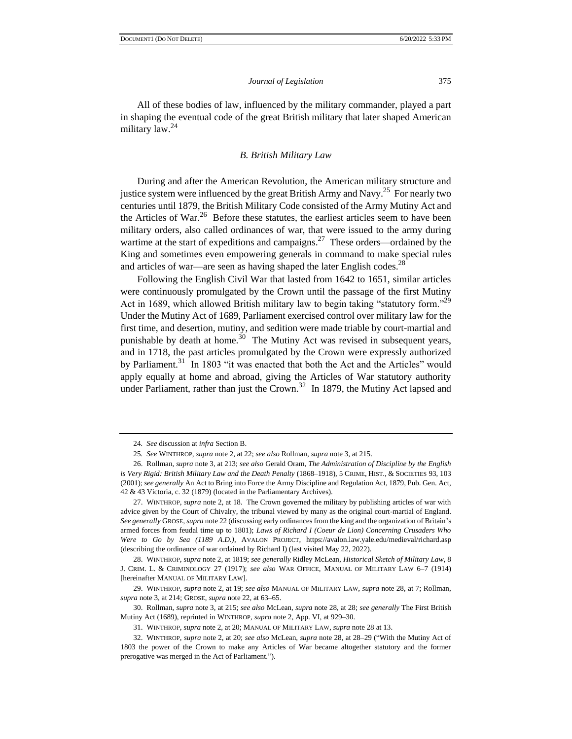All of these bodies of law, influenced by the military commander, played a part in shaping the eventual code of the great British military that later shaped American military law.[24]

### *B. British Military Law*

During and after the American Revolution, the American military structure and justice system were influenced by the great British Army and Navy.[25] For nearly two centuries until 1879, the British Military Code consisted of the Army Mutiny Act and the Articles of War.[26] Before these statutes, the earliest articles seem to have been military orders, also called ordinances of war, that were issued to the army during wartime at the start of expeditions and campaigns.[27] These orders—ordained by the King and sometimes even empowering generals in command to make special rules and articles of war—are seen as having shaped the later English codes.[28]

Following the English Civil War that lasted from 1642 to 1651, similar articles were continuously promulgated by the Crown until the passage of the first Mutiny Act in 1689, which allowed British military law to begin taking "statutory form."[29] Under the Mutiny Act of 1689, Parliament exercised control over military law for the first time, and desertion, mutiny, and sedition were made triable by court-martial and punishable by death at home.[30] The Mutiny Act was revised in subsequent years, and in 1718, the past articles promulgated by the Crown were expressly authorized by Parliament.[31] In 1803 "it was enacted that both the Act and the Articles" would apply equally at home and abroad, giving the Articles of War statutory authority under Parliament, rather than just the Crown.[32] In 1879, the Mutiny Act lapsed and

---

24. *See* discussion at *infra* Section B.

25. *See* WINTHROP, *supra* note 2, at 22; *see also* Rollman, *supra* note 3, at 215.

26. Rollman, *supra* note 3, at 213; *see also* Gerald Oram, *The Administration of Discipline by the English is Very Rigid: British Military Law and the Death Penalty* (1868–1918), 5 CRIME, HIST., & SOCIETIES 93, 103 (2001); *see generally* An Act to Bring into Force the Army Discipline and Regulation Act, 1879, Pub. Gen. Act, 42 & 43 Victoria, c. 32 (1879) (located in the Parliamentary Archives).

27. WINTHROP, *supra* note 2, at 18. The Crown governed the military by publishing articles of war with advice given by the Court of Chivalry, the tribunal viewed by many as the original court-martial of England. *See generally* GROSE, *supra* note 22 (discussing early ordinances from the king and the organization of Britain's armed forces from feudal time up to 1801); *Laws of Richard I (Coeur de Lion) Concerning Crusaders Who Were to Go by Sea (1189 A.D.)*, AVALON PROJECT, https://avalon.law.yale.edu/medieval/richard.asp (describing the ordinance of war ordained by Richard I) (last visited May 22, 2022).

28. WINTHROP, *supra* note 2, at 1819; *see generally* Ridley McLean, *Historical Sketch of Military Law*, 8 J. CRIM. L. & CRIMINOLOGY 27 (1917); *see also* WAR OFFICE, MANUAL OF MILITARY LAW 6–7 (1914) [hereinafter MANUAL OF MILITARY LAW].

29. WINTHROP, *supra* note 2, at 19; *see also* MANUAL OF MILITARY LAW, *supra* note 28, at 7; Rollman, *supra* note 3, at 214; GROSE, *supra* note 22, at 63–65.

30. Rollman, *supra* note 3, at 215; *see also* McLean, *supra* note 28, at 28; *see generally* The First British Mutiny Act (1689), reprinted in WINTHROP, *supra* note 2, App. VI, at 929–30.

31. WINTHROP, *supra* note 2, at 20; MANUAL OF MILITARY LAW, *supra* note 28 at 13.

32. WINTHROP, *supra* note 2, at 20; *see also* McLean, *supra* note 28, at 28–29 ("With the Mutiny Act of 1803 the power of the Crown to make any Articles of War became altogether statutory and the former prerogative was merged in the Act of Parliament.").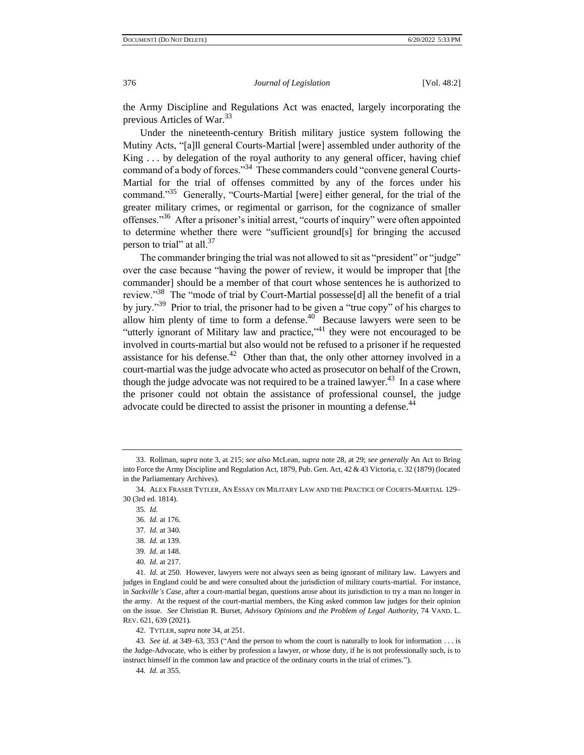the Army Discipline and Regulations Act was enacted, largely incorporating the previous Articles of War.[33]

Under the nineteenth-century British military justice system following the Mutiny Acts, "[a]ll general Courts-Martial [were] assembled under authority of the King . . . by delegation of the royal authority to any general officer, having chief command of a body of forces."[34] These commanders could "convene general Courts-Martial for the trial of offenses committed by any of the forces under his command."[35] Generally, "Courts-Martial [were] either general, for the trial of the greater military crimes, or regimental or garrison, for the cognizance of smaller offenses."[36] After a prisoner's initial arrest, "courts of inquiry" were often appointed to determine whether there were "sufficient ground[s] for bringing the accused person to trial" at all.[37]

The commander bringing the trial was not allowed to sit as "president" or "judge" over the case because "having the power of review, it would be improper that [the commander] should be a member of that court whose sentences he is authorized to review."[38] The "mode of trial by Court-Martial possesse[d] all the benefit of a trial by jury."[39] Prior to trial, the prisoner had to be given a "true copy" of his charges to allow him plenty of time to form a defense.[40] Because lawyers were seen to be "utterly ignorant of Military law and practice,"[41] they were not encouraged to be involved in courts-martial but also would not be refused to a prisoner if he requested assistance for his defense.[42] Other than that, the only other attorney involved in a court-martial was the judge advocate who acted as prosecutor on behalf of the Crown, though the judge advocate was not required to be a trained lawyer.[43] In a case where the prisoner could not obtain the assistance of professional counsel, the judge advocate could be directed to assist the prisoner in mounting a defense.[44]

---

33. Rollman, *supra* note 3, at 215; *see also* McLean, *supra* note 28, at 29; *see generally* An Act to Bring into Force the Army Discipline and Regulation Act, 1879, Pub. Gen. Act, 42 & 43 Victoria, c. 32 (1879) (located in the Parliamentary Archives).

34. ALEX FRASER TYTLER, AN ESSAY ON MILITARY LAW AND THE PRACTICE OF COURTS-MARTIAL 129–30 (3rd ed. 1814).

35. *Id.*

36. *Id.* at 176.

37. *Id.* at 340.

38. *Id.* at 139.

39. *Id.* at 148.

40. *Id.* at 217.

41. *Id.* at 250. However, lawyers were not always seen as being ignorant of military law. Lawyers and judges in England could be and were consulted about the jurisdiction of military courts-martial. For instance, in *Sackville's Case*, after a court-martial began, questions arose about its jurisdiction to try a man no longer in the army. At the request of the court-martial members, the King asked common law judges for their opinion on the issue. *See* Christian R. Burset, *Advisory Opinions and the Problem of Legal Authority*, 74 VAND. L. REV. 621, 639 (2021).

42. TYTLER, *supra* note 34, at 251.

43. *See id.* at 349–63, 353 ("And the person to whom the court is naturally to look for information . . . is the Judge-Advocate, who is either by profession a lawyer, or whose duty, if he is not professionally such, is to instruct himself in the common law and practice of the ordinary courts in the trial of crimes.").

44. *Id.* at 355.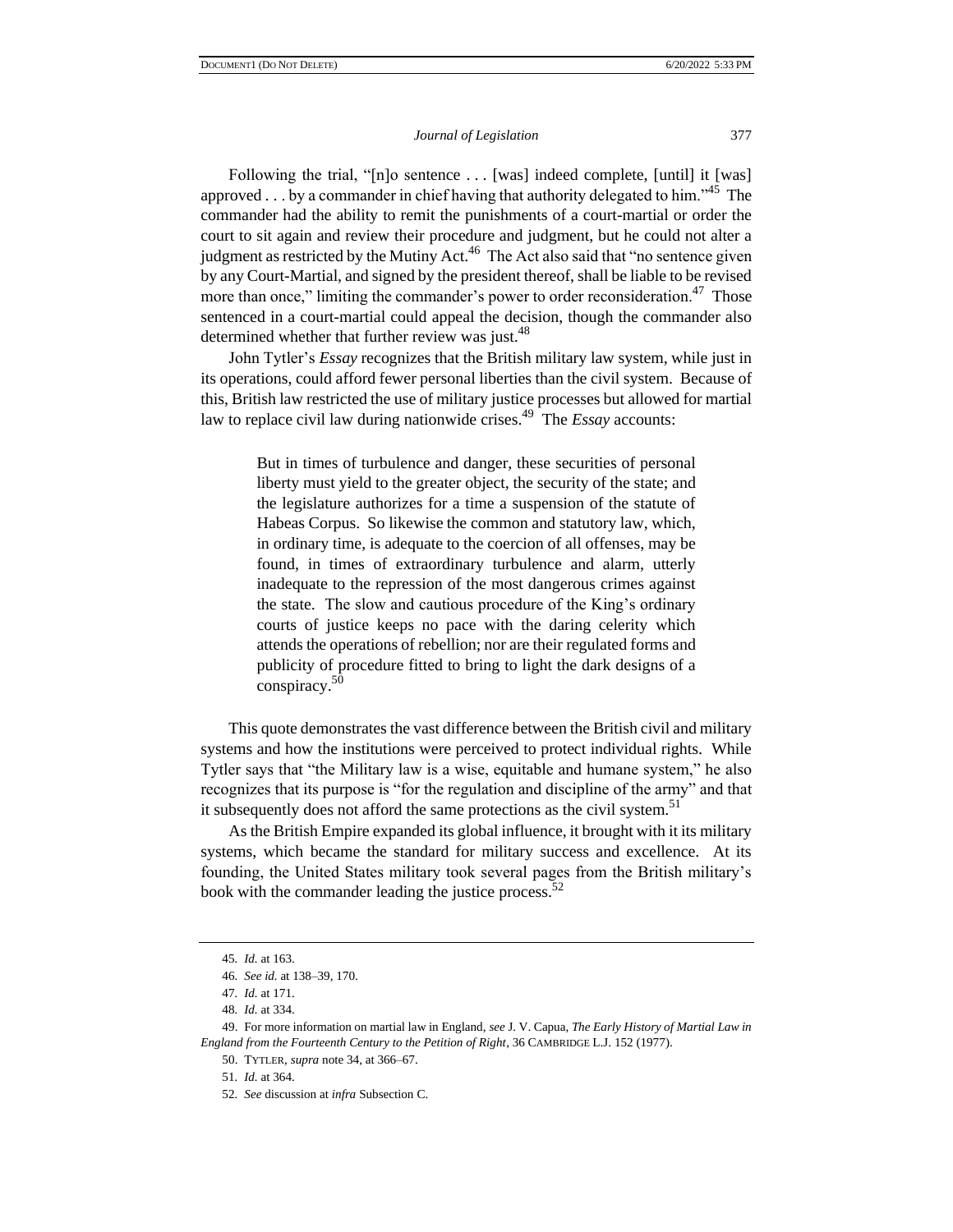Following the trial, "[n]o sentence . . . [was] indeed complete, [until] it [was] approved . . . by a commander in chief having that authority delegated to him."[45] The commander had the ability to remit the punishments of a court-martial or order the court to sit again and review their procedure and judgment, but he could not alter a judgment as restricted by the Mutiny Act.[46] The Act also said that "no sentence given by any Court-Martial, and signed by the president thereof, shall be liable to be revised more than once," limiting the commander's power to order reconsideration.[47] Those sentenced in a court-martial could appeal the decision, though the commander also determined whether that further review was just.[48]

John Tytler's *Essay* recognizes that the British military law system, while just in its operations, could afford fewer personal liberties than the civil system. Because of this, British law restricted the use of military justice processes but allowed for martial law to replace civil law during nationwide crises.[49] The *Essay* accounts:

> But in times of turbulence and danger, these securities of personal liberty must yield to the greater object, the security of the state; and the legislature authorizes for a time a suspension of the statute of Habeas Corpus. So likewise the common and statutory law, which, in ordinary time, is adequate to the coercion of all offenses, may be found, in times of extraordinary turbulence and alarm, utterly inadequate to the repression of the most dangerous crimes against the state. The slow and cautious procedure of the King's ordinary courts of justice keeps no pace with the daring celerity which attends the operations of rebellion; nor are their regulated forms and publicity of procedure fitted to bring to light the dark designs of a conspiracy.[50]

This quote demonstrates the vast difference between the British civil and military systems and how the institutions were perceived to protect individual rights. While Tytler says that "the Military law is a wise, equitable and humane system," he also recognizes that its purpose is "for the regulation and discipline of the army" and that it subsequently does not afford the same protections as the civil system.[51]

As the British Empire expanded its global influence, it brought with it its military systems, which became the standard for military success and excellence. At its founding, the United States military took several pages from the British military's book with the commander leading the justice process.[52]

---

45. *Id.* at 163.

46. *See id.* at 138–39, 170.

47. *Id.* at 171.

48. *Id.* at 334.

49. For more information on martial law in England, *see* J. V. Capua, *The Early History of Martial Law in England from the Fourteenth Century to the Petition of Right*, 36 CAMBRIDGE L.J. 152 (1977).

50. TYTLER, *supra* note 34, at 366–67.

51. *Id.* at 364.

52. *See* discussion at *infra* Subsection C.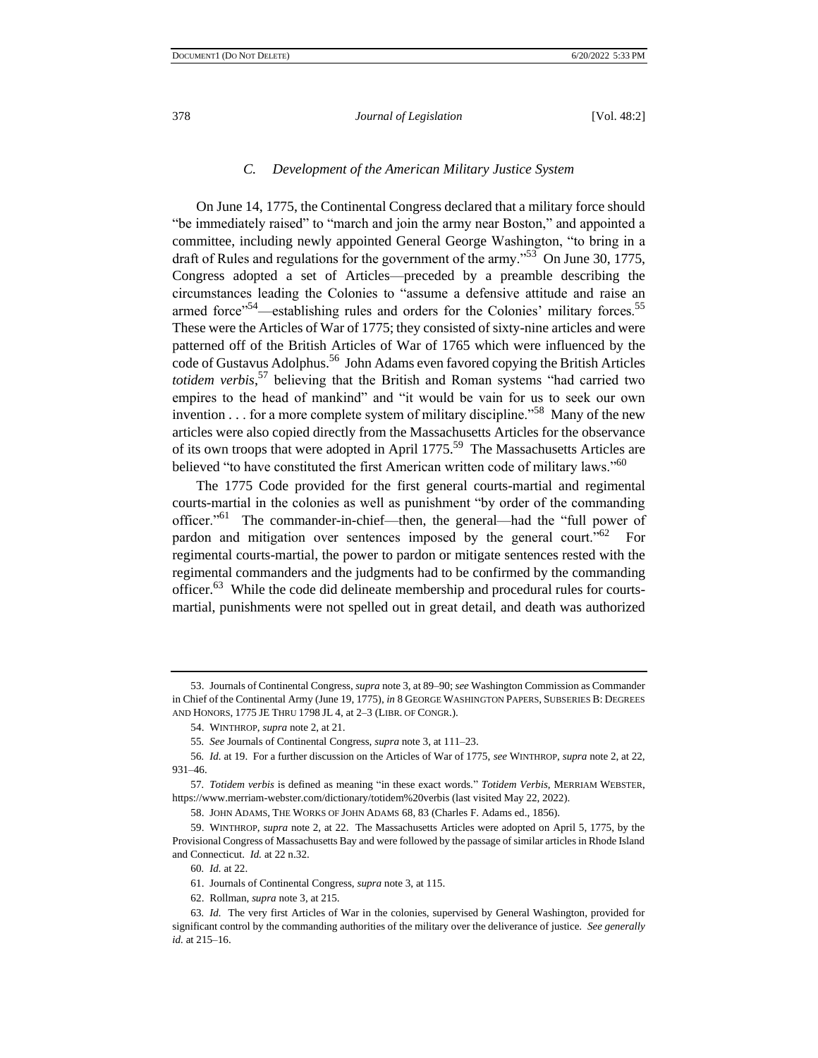### C. Development of the American Military Justice System

On June 14, 1775, the Continental Congress declared that a military force should "be immediately raised" to "march and join the army near Boston," and appointed a committee, including newly appointed General George Washington, "to bring in a draft of Rules and regulations for the government of the army."[53] On June 30, 1775, Congress adopted a set of Articles—preceded by a preamble describing the circumstances leading the Colonies to "assume a defensive attitude and raise an armed force"[54]—establishing rules and orders for the Colonies' military forces.[55] These were the Articles of War of 1775; they consisted of sixty-nine articles and were patterned off of the British Articles of War of 1765 which were influenced by the code of Gustavus Adolphus.[56] John Adams even favored copying the British Articles *totidem verbis*,[57] believing that the British and Roman systems "had carried two empires to the head of mankind" and "it would be vain for us to seek our own invention . . . for a more complete system of military discipline."[58] Many of the new articles were also copied directly from the Massachusetts Articles for the observance of its own troops that were adopted in April 1775.[59] The Massachusetts Articles are believed "to have constituted the first American written code of military laws."[60]

The 1775 Code provided for the first general courts-martial and regimental courts-martial in the colonies as well as punishment "by order of the commanding officer."[61] The commander-in-chief—then, the general—had the "full power of pardon and mitigation over sentences imposed by the general court."[62] For regimental courts-martial, the power to pardon or mitigate sentences rested with the regimental commanders and the judgments had to be confirmed by the commanding officer.[63] While the code did delineate membership and procedural rules for courts-martial, punishments were not spelled out in great detail, and death was authorized

---

53. Journals of Continental Congress, *supra* note 3, at 89–90; *see* Washington Commission as Commander in Chief of the Continental Army (June 19, 1775), *in* 8 GEORGE WASHINGTON PAPERS, SUBSERIES B: DEGREES AND HONORS, 1775 JE THRU 1798 JL 4, at 2–3 (LIBR. OF CONGR.).

54. WINTHROP, *supra* note 2, at 21.

55. *See* Journals of Continental Congress, *supra* note 3, at 111–23.

56. *Id.* at 19. For a further discussion on the Articles of War of 1775, *see* WINTHROP, *supra* note 2, at 22, 931–46.

57. *Totidem verbis* is defined as meaning "in these exact words." *Totidem Verbis*, MERRIAM WEBSTER, https://www.merriam-webster.com/dictionary/totidem%20verbis (last visited May 22, 2022).

58. JOHN ADAMS, THE WORKS OF JOHN ADAMS 68, 83 (Charles F. Adams ed., 1856).

59. WINTHROP, *supra* note 2, at 22. The Massachusetts Articles were adopted on April 5, 1775, by the Provisional Congress of Massachusetts Bay and were followed by the passage of similar articles in Rhode Island and Connecticut. *Id.* at 22 n.32.

60. *Id.* at 22.

61. Journals of Continental Congress, *supra* note 3, at 115.

62. Rollman, *supra* note 3, at 215.

63. *Id.* The very first Articles of War in the colonies, supervised by General Washington, provided for significant control by the commanding authorities of the military over the deliverance of justice. *See generally id.* at 215–16.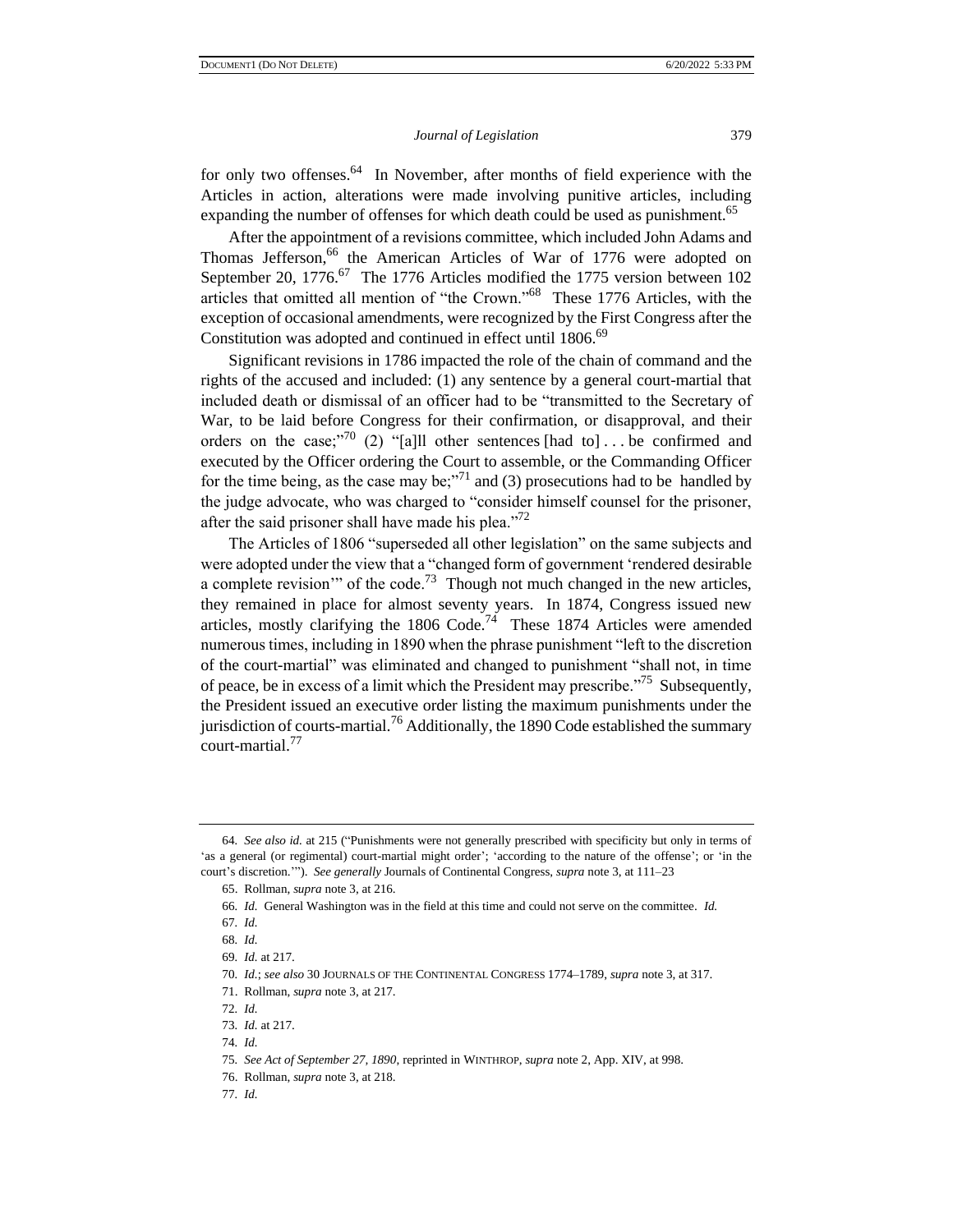for only two offenses.[64] In November, after months of field experience with the Articles in action, alterations were made involving punitive articles, including expanding the number of offenses for which death could be used as punishment.[65]

After the appointment of a revisions committee, which included John Adams and Thomas Jefferson,[66] the American Articles of War of 1776 were adopted on September 20, 1776.[67] The 1776 Articles modified the 1775 version between 102 articles that omitted all mention of "the Crown."[68] These 1776 Articles, with the exception of occasional amendments, were recognized by the First Congress after the Constitution was adopted and continued in effect until 1806.[69]

Significant revisions in 1786 impacted the role of the chain of command and the rights of the accused and included: (1) any sentence by a general court-martial that included death or dismissal of an officer had to be "transmitted to the Secretary of War, to be laid before Congress for their confirmation, or disapproval, and their orders on the case;"[70] (2) "[a]ll other sentences [had to] . . . be confirmed and executed by the Officer ordering the Court to assemble, or the Commanding Officer for the time being, as the case may be;"[71] and (3) prosecutions had to be handled by the judge advocate, who was charged to "consider himself counsel for the prisoner, after the said prisoner shall have made his plea."[72]

The Articles of 1806 "superseded all other legislation" on the same subjects and were adopted under the view that a "changed form of government 'rendered desirable a complete revision'" of the code.[73] Though not much changed in the new articles, they remained in place for almost seventy years. In 1874, Congress issued new articles, mostly clarifying the 1806 Code.[74] These 1874 Articles were amended numerous times, including in 1890 when the phrase punishment "left to the discretion of the court-martial" was eliminated and changed to punishment "shall not, in time of peace, be in excess of a limit which the President may prescribe."[75] Subsequently, the President issued an executive order listing the maximum punishments under the jurisdiction of courts-martial.[76] Additionally, the 1890 Code established the summary court-martial.[77]

---

64. *See also id.* at 215 ("Punishments were not generally prescribed with specificity but only in terms of 'as a general (or regimental) court-martial might order'; 'according to the nature of the offense'; or 'in the court's discretion.'"). *See generally* Journals of Continental Congress, *supra* note 3, at 111–23

65. Rollman, *supra* note 3, at 216.

66. *Id.* General Washington was in the field at this time and could not serve on the committee. *Id.*

67. *Id.*

68. *Id.*

69. *Id.* at 217.

70. *Id.*; *see also* 30 JOURNALS OF THE CONTINENTAL CONGRESS 1774–1789, *supra* note 3, at 317.

71. Rollman, *supra* note 3, at 217.

72. *Id.*

73. *Id.* at 217.

74. *Id.*

75. *See Act of September 27, 1890*, reprinted in WINTHROP, *supra* note 2, App. XIV, at 998.

76. Rollman, *supra* note 3, at 218.

77. *Id.*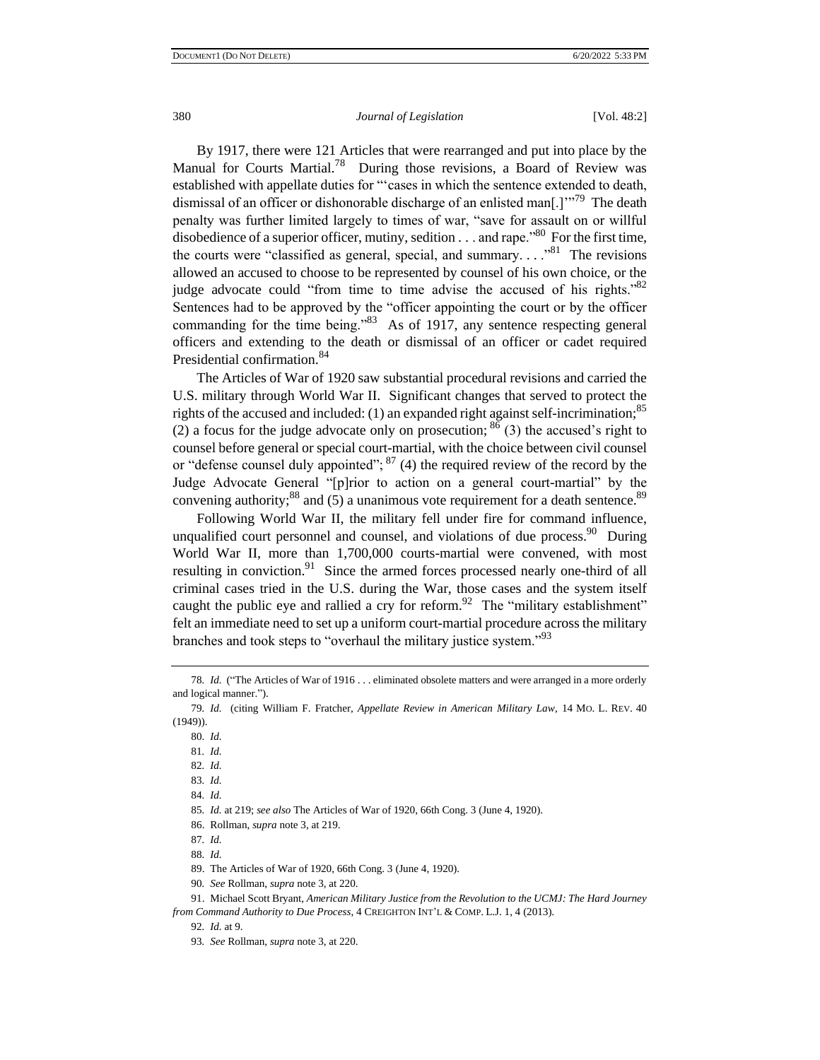By 1917, there were 121 Articles that were rearranged and put into place by the Manual for Courts Martial.[78] During those revisions, a Board of Review was established with appellate duties for "'cases in which the sentence extended to death, dismissal of an officer or dishonorable discharge of an enlisted man[.]'"[79] The death penalty was further limited largely to times of war, "save for assault on or willful disobedience of a superior officer, mutiny, sedition . . . and rape."[80] For the first time, the courts were "classified as general, special, and summary. . . ."[81] The revisions allowed an accused to choose to be represented by counsel of his own choice, or the judge advocate could "from time to time advise the accused of his rights."[82] Sentences had to be approved by the "officer appointing the court or by the officer commanding for the time being."[83] As of 1917, any sentence respecting general officers and extending to the death or dismissal of an officer or cadet required Presidential confirmation.[84]

The Articles of War of 1920 saw substantial procedural revisions and carried the U.S. military through World War II. Significant changes that served to protect the rights of the accused and included: (1) an expanded right against self-incrimination;[85] (2) a focus for the judge advocate only on prosecution; [86] (3) the accused's right to counsel before general or special court-martial, with the choice between civil counsel or "defense counsel duly appointed"; [87] (4) the required review of the record by the Judge Advocate General "[p]rior to action on a general court-martial" by the convening authority;[88] and (5) a unanimous vote requirement for a death sentence.[89]

Following World War II, the military fell under fire for command influence, unqualified court personnel and counsel, and violations of due process.[90] During World War II, more than 1,700,000 courts-martial were convened, with most resulting in conviction.[91] Since the armed forces processed nearly one-third of all criminal cases tried in the U.S. during the War, those cases and the system itself caught the public eye and rallied a cry for reform.[92] The "military establishment" felt an immediate need to set up a uniform court-martial procedure across the military branches and took steps to "overhaul the military justice system."[93]

---

78. *Id.* ("The Articles of War of 1916 . . . eliminated obsolete matters and were arranged in a more orderly and logical manner.").

79. *Id.* (citing William F. Fratcher, *Appellate Review in American Military Law*, 14 MO. L. REV. 40 (1949)).

80. *Id.*

81. *Id.*

82. *Id.*

83. *Id.*

84. *Id.*

85. *Id.* at 219; *see also* The Articles of War of 1920, 66th Cong. 3 (June 4, 1920).

86. Rollman, *supra* note 3, at 219.

87. *Id.*

88. *Id.*

89. The Articles of War of 1920, 66th Cong. 3 (June 4, 1920).

90. *See* Rollman, *supra* note 3, at 220.

91. Michael Scott Bryant, *American Military Justice from the Revolution to the UCMJ: The Hard Journey from Command Authority to Due Process*, 4 CREIGHTON INT'L & COMP. L.J. 1, 4 (2013).

92. *Id.* at 9.

93. *See* Rollman, *supra* note 3, at 220.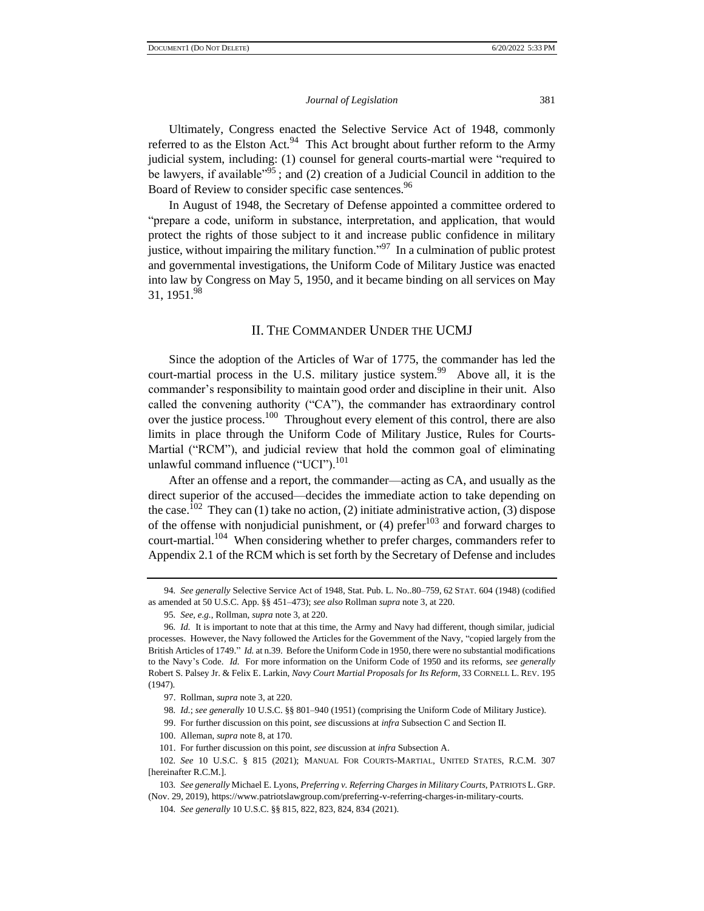Ultimately, Congress enacted the Selective Service Act of 1948, commonly referred to as the Elston Act.[94] This Act brought about further reform to the Army judicial system, including: (1) counsel for general courts-martial were "required to be lawyers, if available"[95]; and (2) creation of a Judicial Council in addition to the Board of Review to consider specific case sentences.[96]

In August of 1948, the Secretary of Defense appointed a committee ordered to "prepare a code, uniform in substance, interpretation, and application, that would protect the rights of those subject to it and increase public confidence in military justice, without impairing the military function."[97] In a culmination of public protest and governmental investigations, the Uniform Code of Military Justice was enacted into law by Congress on May 5, 1950, and it became binding on all services on May 31, 1951.[98]

## II. THE COMMANDER UNDER THE UCMJ

Since the adoption of the Articles of War of 1775, the commander has led the court-martial process in the U.S. military justice system.[99] Above all, it is the commander's responsibility to maintain good order and discipline in their unit. Also called the convening authority ("CA"), the commander has extraordinary control over the justice process.[100] Throughout every element of this control, there are also limits in place through the Uniform Code of Military Justice, Rules for Courts-Martial ("RCM"), and judicial review that hold the common goal of eliminating unlawful command influence ("UCI").[101]

After an offense and a report, the commander—acting as CA, and usually as the direct superior of the accused—decides the immediate action to take depending on the case.[102] They can (1) take no action, (2) initiate administrative action, (3) dispose of the offense with nonjudicial punishment, or (4) prefer[103] and forward charges to court-martial.[104] When considering whether to prefer charges, commanders refer to Appendix 2.1 of the RCM which is set forth by the Secretary of Defense and includes

---

94. *See generally* Selective Service Act of 1948, Stat. Pub. L. No..80–759, 62 STAT. 604 (1948) (codified as amended at 50 U.S.C. App. §§ 451–473); *see also* Rollman *supra* note 3, at 220.

95. *See, e.g.*, Rollman, *supra* note 3, at 220.

96. *Id.* It is important to note that at this time, the Army and Navy had different, though similar, judicial processes. However, the Navy followed the Articles for the Government of the Navy, "copied largely from the British Articles of 1749." *Id.* at n.39. Before the Uniform Code in 1950, there were no substantial modifications to the Navy's Code. *Id.* For more information on the Uniform Code of 1950 and its reforms, *see generally* Robert S. Palsey Jr. & Felix E. Larkin, *Navy Court Martial Proposals for Its Reform*, 33 CORNELL L. REV. 195 (1947).

97. Rollman, *supra* note 3, at 220.

98. *Id.*; *see generally* 10 U.S.C. §§ 801–940 (1951) (comprising the Uniform Code of Military Justice).

99. For further discussion on this point, *see* discussions at *infra* Subsection C and Section II.

100. Alleman, *supra* note 8, at 170.

101. For further discussion on this point, *see* discussion at *infra* Subsection A.

102. *See* 10 U.S.C. § 815 (2021); MANUAL FOR COURTS-MARTIAL, UNITED STATES, R.C.M. 307 [hereinafter R.C.M.].

103. *See generally* Michael E. Lyons, *Preferring v. Referring Charges in Military Courts*, PATRIOTS L. GRP. (Nov. 29, 2019), https://www.patriotslawgroup.com/preferring-v-referring-charges-in-military-courts.

104. *See generally* 10 U.S.C. §§ 815, 822, 823, 824, 834 (2021).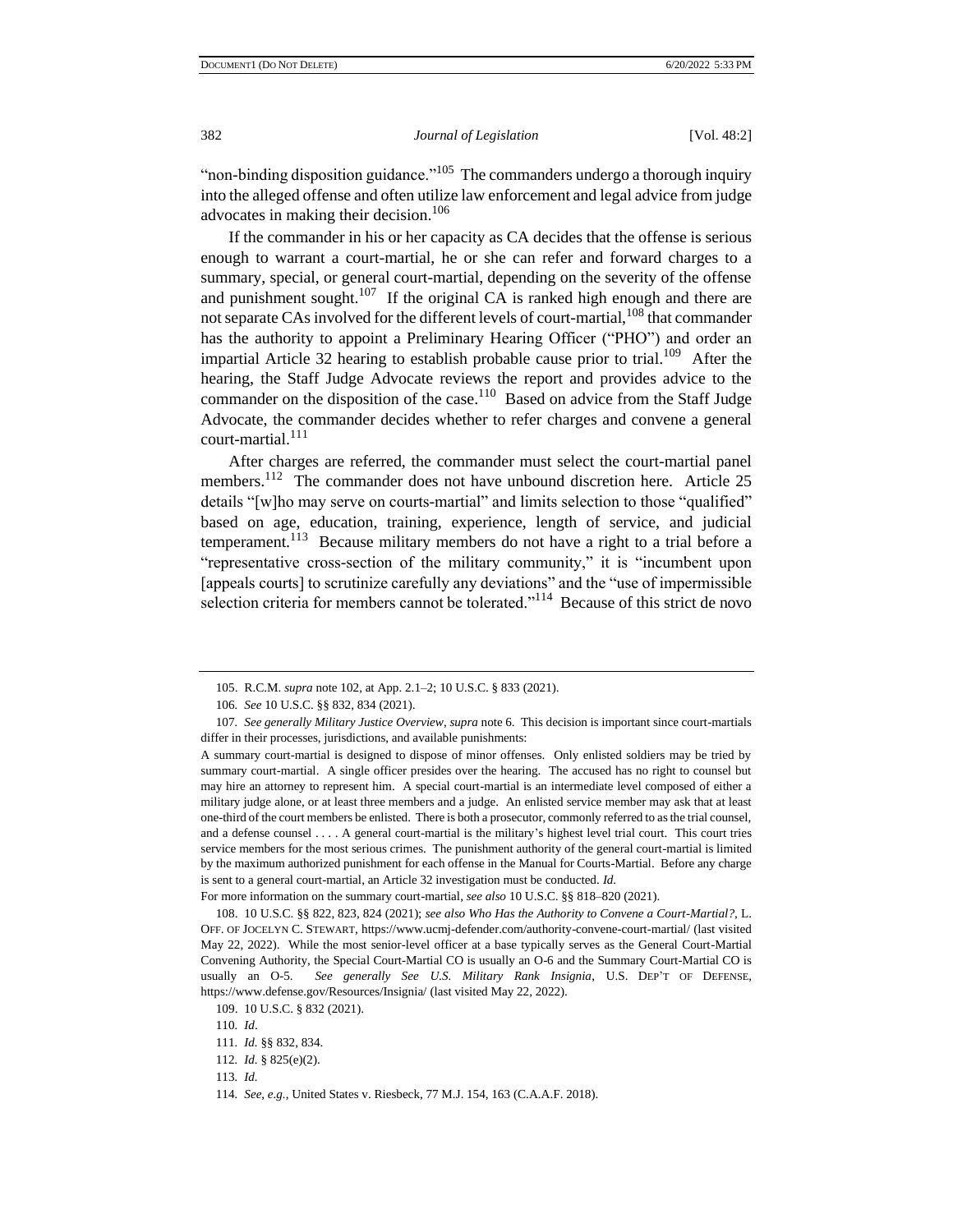"non-binding disposition guidance."[105] The commanders undergo a thorough inquiry into the alleged offense and often utilize law enforcement and legal advice from judge advocates in making their decision.[106]

If the commander in his or her capacity as CA decides that the offense is serious enough to warrant a court-martial, he or she can refer and forward charges to a summary, special, or general court-martial, depending on the severity of the offense and punishment sought.[107] If the original CA is ranked high enough and there are not separate CAs involved for the different levels of court-martial,[108] that commander has the authority to appoint a Preliminary Hearing Officer ("PHO") and order an impartial Article 32 hearing to establish probable cause prior to trial.[109] After the hearing, the Staff Judge Advocate reviews the report and provides advice to the commander on the disposition of the case.[110] Based on advice from the Staff Judge Advocate, the commander decides whether to refer charges and convene a general court-martial.[111]

After charges are referred, the commander must select the court-martial panel members.[112] The commander does not have unbound discretion here. Article 25 details "[w]ho may serve on courts-martial" and limits selection to those "qualified" based on age, education, training, experience, length of service, and judicial temperament.[113] Because military members do not have a right to a trial before a "representative cross-section of the military community," it is "incumbent upon [appeals courts] to scrutinize carefully any deviations" and the "use of impermissible selection criteria for members cannot be tolerated."[114] Because of this strict de novo

---

105. R.C.M. *supra* note 102, at App. 2.1–2; 10 U.S.C. § 833 (2021).

106. *See* 10 U.S.C. §§ 832, 834 (2021).

107. *See generally Military Justice Overview*, *supra* note 6. This decision is important since court-martials differ in their processes, jurisdictions, and available punishments:

A summary court-martial is designed to dispose of minor offenses. Only enlisted soldiers may be tried by summary court-martial. A single officer presides over the hearing. The accused has no right to counsel but may hire an attorney to represent him. A special court-martial is an intermediate level composed of either a military judge alone, or at least three members and a judge. An enlisted service member may ask that at least one-third of the court members be enlisted. There is both a prosecutor, commonly referred to as the trial counsel, and a defense counsel . . . . A general court-martial is the military's highest level trial court. This court tries service members for the most serious crimes. The punishment authority of the general court-martial is limited by the maximum authorized punishment for each offense in the Manual for Courts-Martial. Before any charge is sent to a general court-martial, an Article 32 investigation must be conducted. *Id.*

For more information on the summary court-martial, *see also* 10 U.S.C. §§ 818–820 (2021).

108. 10 U.S.C. §§ 822, 823, 824 (2021); *see also Who Has the Authority to Convene a Court-Martial?*, L. OFF. OF JOCELYN C. STEWART, https://www.ucmj-defender.com/authority-convene-court-martial/ (last visited May 22, 2022). While the most senior-level officer at a base typically serves as the General Court-Martial Convening Authority, the Special Court-Martial CO is usually an O-6 and the Summary Court-Martial CO is usually an O-5. *See generally See U.S. Military Rank Insignia*, U.S. DEP'T OF DEFENSE, https://www.defense.gov/Resources/Insignia/ (last visited May 22, 2022).

109. 10 U.S.C. § 832 (2021).

110. *Id*.

111. *Id.* §§ 832, 834.

112. *Id.* § 825(e)(2).

113. *Id.*

114. *See, e.g.*, United States v. Riesbeck, 77 M.J. 154, 163 (C.A.A.F. 2018).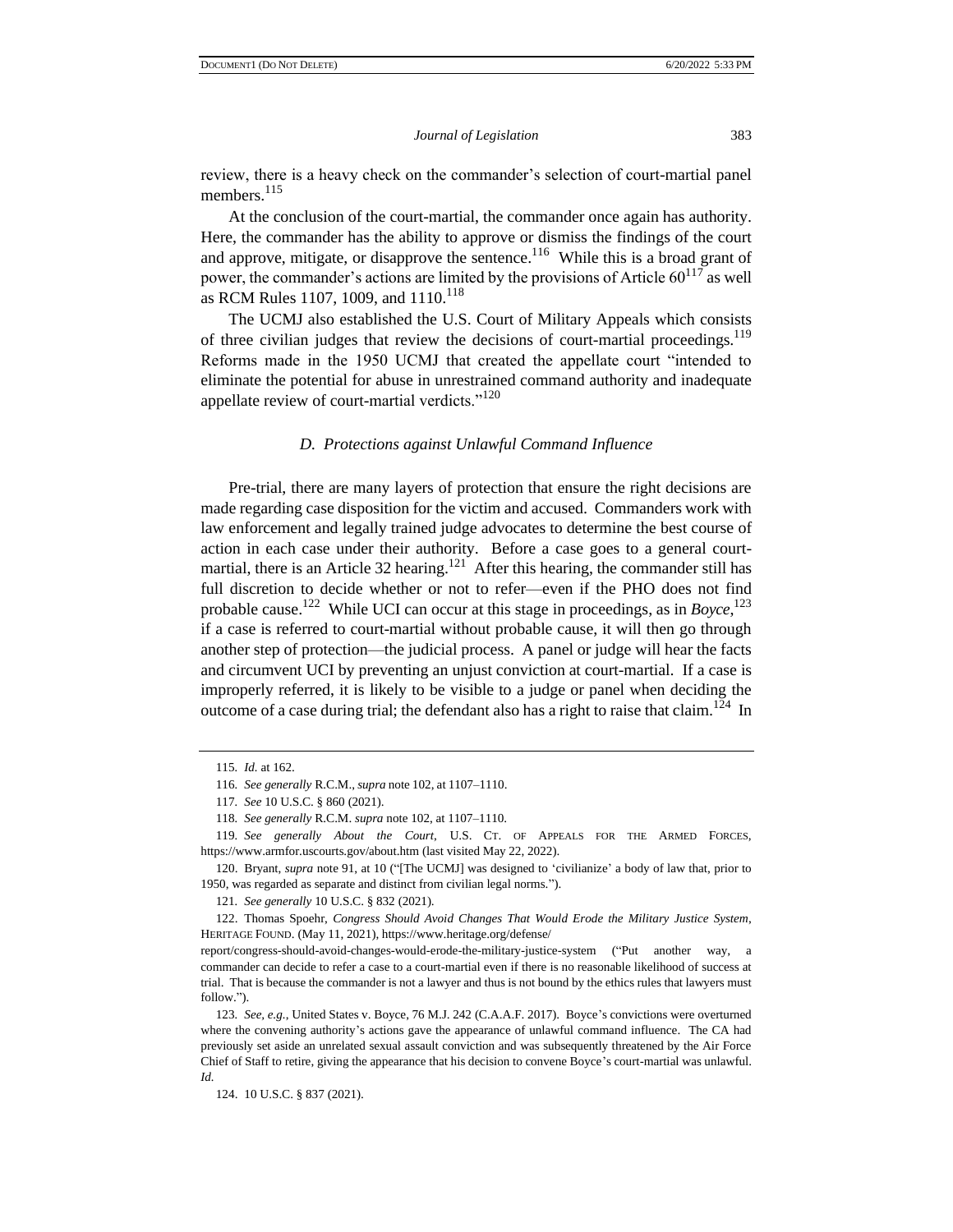review, there is a heavy check on the commander's selection of court-martial panel members.[115]

At the conclusion of the court-martial, the commander once again has authority. Here, the commander has the ability to approve or dismiss the findings of the court and approve, mitigate, or disapprove the sentence.[116] While this is a broad grant of power, the commander's actions are limited by the provisions of Article 60[117] as well as RCM Rules 1107, 1009, and 1110.[118]

The UCMJ also established the U.S. Court of Military Appeals which consists of three civilian judges that review the decisions of court-martial proceedings.[119] Reforms made in the 1950 UCMJ that created the appellate court "intended to eliminate the potential for abuse in unrestrained command authority and inadequate appellate review of court-martial verdicts."[120]

### *D. Protections against Unlawful Command Influence*

Pre-trial, there are many layers of protection that ensure the right decisions are made regarding case disposition for the victim and accused. Commanders work with law enforcement and legally trained judge advocates to determine the best course of action in each case under their authority. Before a case goes to a general court-martial, there is an Article 32 hearing.[121] After this hearing, the commander still has full discretion to decide whether or not to refer—even if the PHO does not find probable cause.[122] While UCI can occur at this stage in proceedings, as in *Boyce*,[123] if a case is referred to court-martial without probable cause, it will then go through another step of protection—the judicial process. A panel or judge will hear the facts and circumvent UCI by preventing an unjust conviction at court-martial. If a case is improperly referred, it is likely to be visible to a judge or panel when deciding the outcome of a case during trial; the defendant also has a right to raise that claim.[124] In

---

115. *Id.* at 162.

116. *See generally* R.C.M., *supra* note 102, at 1107–1110.

117. *See* 10 U.S.C. § 860 (2021).

118. *See generally* R.C.M. *supra* note 102, at 1107–1110.

119. *See generally About the Court*, U.S. CT. OF APPEALS FOR THE ARMED FORCES, https://www.armfor.uscourts.gov/about.htm (last visited May 22, 2022).

120. Bryant, *supra* note 91, at 10 ("[The UCMJ] was designed to 'civilianize' a body of law that, prior to 1950, was regarded as separate and distinct from civilian legal norms.").

121. *See generally* 10 U.S.C. § 832 (2021).

122. Thomas Spoehr, *Congress Should Avoid Changes That Would Erode the Military Justice System*, HERITAGE FOUND. (May 11, 2021), https://www.heritage.org/defense/report/congress-should-avoid-changes-would-erode-the-military-justice-system ("Put another way, a commander can decide to refer a case to a court-martial even if there is no reasonable likelihood of success at trial. That is because the commander is not a lawyer and thus is not bound by the ethics rules that lawyers must follow.").

123. *See, e.g.*, United States v. Boyce, 76 M.J. 242 (C.A.A.F. 2017). Boyce's convictions were overturned where the convening authority's actions gave the appearance of unlawful command influence. The CA had previously set aside an unrelated sexual assault conviction and was subsequently threatened by the Air Force Chief of Staff to retire, giving the appearance that his decision to convene Boyce's court-martial was unlawful. *Id.*

124. 10 U.S.C. § 837 (2021).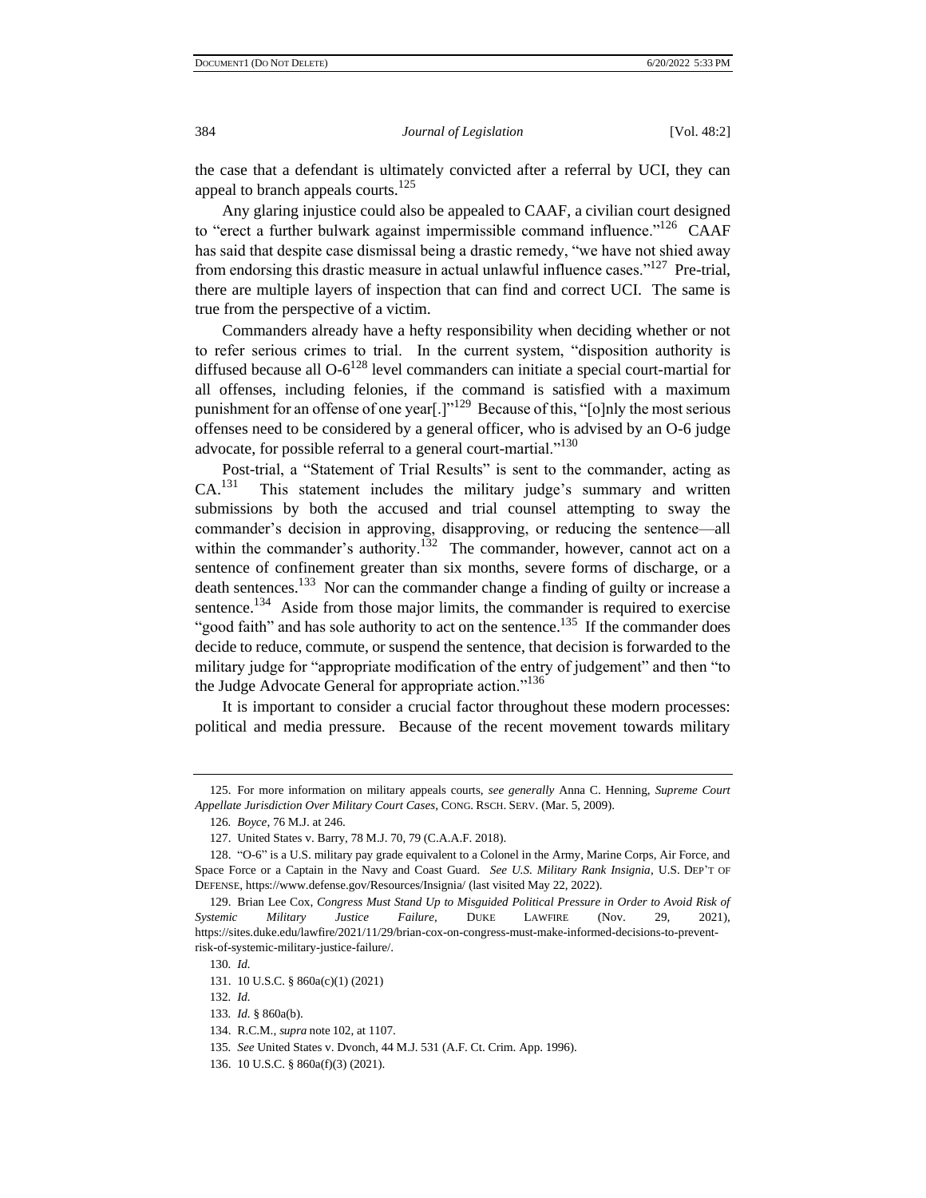the case that a defendant is ultimately convicted after a referral by UCI, they can appeal to branch appeals courts.[125]

Any glaring injustice could also be appealed to CAAF, a civilian court designed to "erect a further bulwark against impermissible command influence."[126] CAAF has said that despite case dismissal being a drastic remedy, "we have not shied away from endorsing this drastic measure in actual unlawful influence cases."[127] Pre-trial, there are multiple layers of inspection that can find and correct UCI. The same is true from the perspective of a victim.

Commanders already have a hefty responsibility when deciding whether or not to refer serious crimes to trial. In the current system, "disposition authority is diffused because all O-6[128] level commanders can initiate a special court-martial for all offenses, including felonies, if the command is satisfied with a maximum punishment for an offense of one year[.]"[129] Because of this, "[o]nly the most serious offenses need to be considered by a general officer, who is advised by an O-6 judge advocate, for possible referral to a general court-martial."[130]

Post-trial, a "Statement of Trial Results" is sent to the commander, acting as CA.[131] This statement includes the military judge's summary and written submissions by both the accused and trial counsel attempting to sway the commander's decision in approving, disapproving, or reducing the sentence—all within the commander's authority.[132] The commander, however, cannot act on a sentence of confinement greater than six months, severe forms of discharge, or a death sentences.[133] Nor can the commander change a finding of guilty or increase a sentence.[134] Aside from those major limits, the commander is required to exercise "good faith" and has sole authority to act on the sentence.[135] If the commander does decide to reduce, commute, or suspend the sentence, that decision is forwarded to the military judge for "appropriate modification of the entry of judgement" and then "to the Judge Advocate General for appropriate action."[136]

It is important to consider a crucial factor throughout these modern processes: political and media pressure. Because of the recent movement towards military

---

125. For more information on military appeals courts, *see generally* Anna C. Henning, *Supreme Court Appellate Jurisdiction Over Military Court Cases*, CONG. RSCH. SERV. (Mar. 5, 2009).

126. *Boyce*, 76 M.J. at 246.

127. United States v. Barry, 78 M.J. 70, 79 (C.A.A.F. 2018).

128. "O-6" is a U.S. military pay grade equivalent to a Colonel in the Army, Marine Corps, Air Force, and Space Force or a Captain in the Navy and Coast Guard. *See U.S. Military Rank Insignia*, U.S. DEP'T OF DEFENSE, https://www.defense.gov/Resources/Insignia/ (last visited May 22, 2022).

129. Brian Lee Cox, *Congress Must Stand Up to Misguided Political Pressure in Order to Avoid Risk of Systemic Military Justice Failure*, DUKE LAWFIRE (Nov. 29, 2021), https://sites.duke.edu/lawfire/2021/11/29/brian-cox-on-congress-must-make-informed-decisions-to-prevent-risk-of-systemic-military-justice-failure/.

130. *Id.*

131. 10 U.S.C. § 860a(c)(1) (2021)

132. *Id.*

133. *Id.* § 860a(b).

134. R.C.M., *supra* note 102, at 1107.

135. *See* United States v. Dvonch, 44 M.J. 531 (A.F. Ct. Crim. App. 1996).

136. 10 U.S.C. § 860a(f)(3) (2021).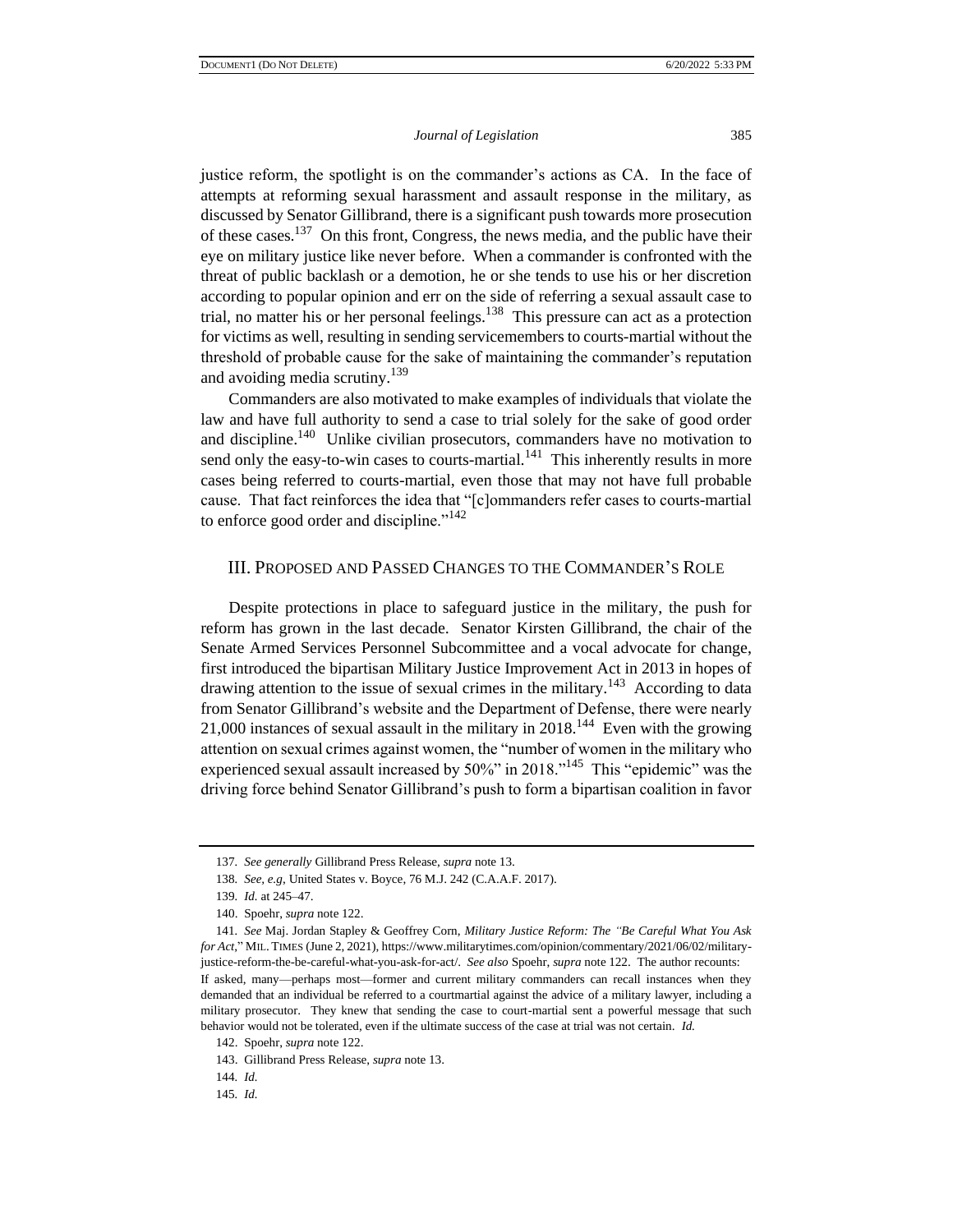justice reform, the spotlight is on the commander's actions as CA. In the face of attempts at reforming sexual harassment and assault response in the military, as discussed by Senator Gillibrand, there is a significant push towards more prosecution of these cases.[137] On this front, Congress, the news media, and the public have their eye on military justice like never before. When a commander is confronted with the threat of public backlash or a demotion, he or she tends to use his or her discretion according to popular opinion and err on the side of referring a sexual assault case to trial, no matter his or her personal feelings.[138] This pressure can act as a protection for victims as well, resulting in sending servicemembers to courts-martial without the threshold of probable cause for the sake of maintaining the commander's reputation and avoiding media scrutiny.[139]

Commanders are also motivated to make examples of individuals that violate the law and have full authority to send a case to trial solely for the sake of good order and discipline.[140] Unlike civilian prosecutors, commanders have no motivation to send only the easy-to-win cases to courts-martial.[141] This inherently results in more cases being referred to courts-martial, even those that may not have full probable cause. That fact reinforces the idea that "[c]ommanders refer cases to courts-martial to enforce good order and discipline."[142]

## III. Proposed and Passed Changes to the Commander's Role

Despite protections in place to safeguard justice in the military, the push for reform has grown in the last decade. Senator Kirsten Gillibrand, the chair of the Senate Armed Services Personnel Subcommittee and a vocal advocate for change, first introduced the bipartisan Military Justice Improvement Act in 2013 in hopes of drawing attention to the issue of sexual crimes in the military.[143] According to data from Senator Gillibrand's website and the Department of Defense, there were nearly 21,000 instances of sexual assault in the military in 2018.[144] Even with the growing attention on sexual crimes against women, the "number of women in the military who experienced sexual assault increased by 50%" in 2018."[145] This "epidemic" was the driving force behind Senator Gillibrand's push to form a bipartisan coalition in favor

---

137. *See generally* Gillibrand Press Release, *supra* note 13.

138. *See, e.g.*, United States v. Boyce, 76 M.J. 242 (C.A.A.F. 2017).

139. *Id.* at 245–47.

140. Spoehr, *supra* note 122.

141. *See* Maj. Jordan Stapley & Geoffrey Corn, *Military Justice Reform: The "Be Careful What You Ask for Act*," MIL. TIMES (June 2, 2021), https://www.militarytimes.com/opinion/commentary/2021/06/02/military-justice-reform-the-be-careful-what-you-ask-for-act/. *See also* Spoehr, *supra* note 122. The author recounts:

If asked, many—perhaps most—former and current military commanders can recall instances when they demanded that an individual be referred to a courtmartial against the advice of a military lawyer, including a military prosecutor. They knew that sending the case to court-martial sent a powerful message that such behavior would not be tolerated, even if the ultimate success of the case at trial was not certain. *Id.*

142. Spoehr, *supra* note 122.

143. Gillibrand Press Release, *supra* note 13.

144. *Id.*

145. *Id.*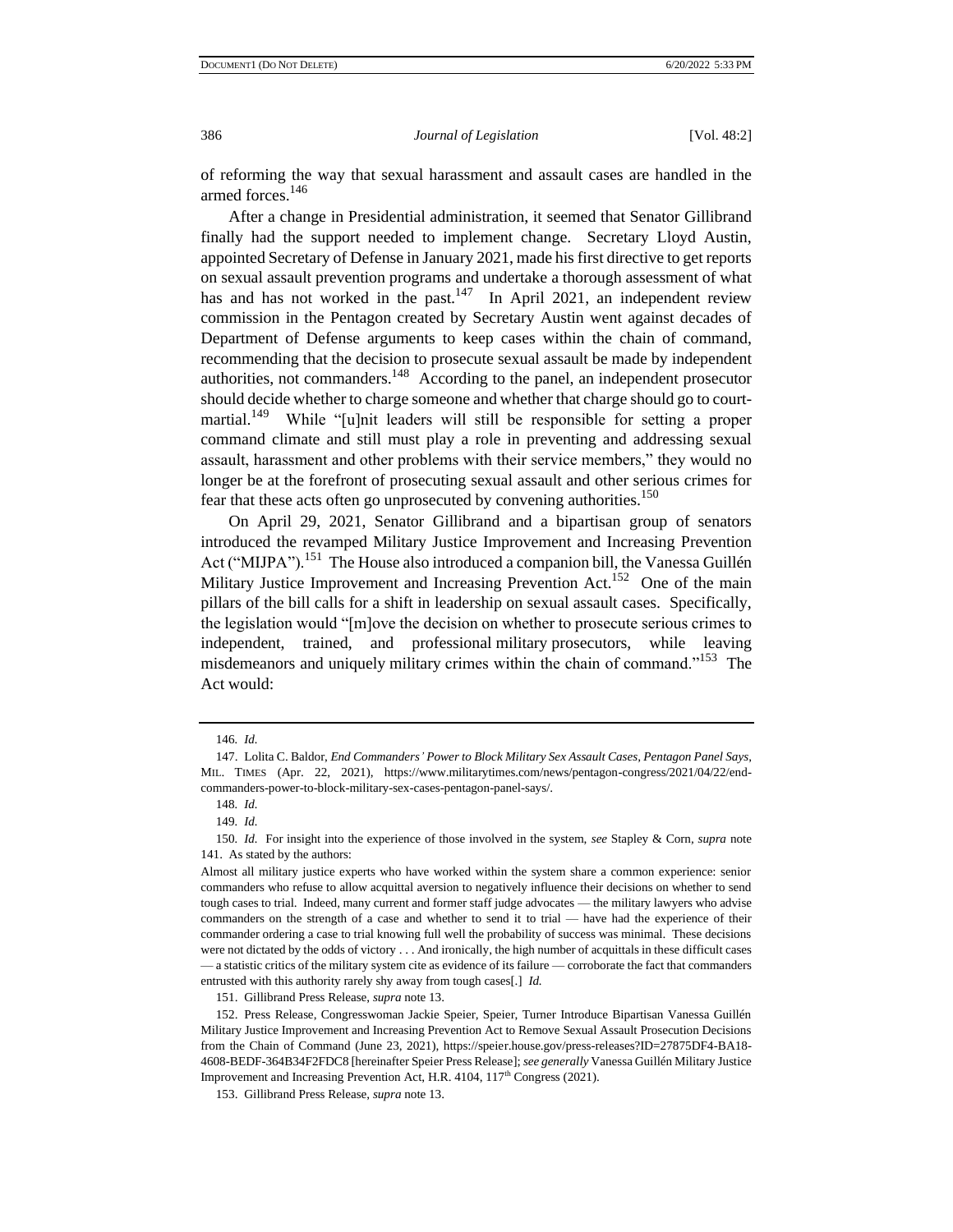of reforming the way that sexual harassment and assault cases are handled in the armed forces.[146]

After a change in Presidential administration, it seemed that Senator Gillibrand finally had the support needed to implement change. Secretary Lloyd Austin, appointed Secretary of Defense in January 2021, made his first directive to get reports on sexual assault prevention programs and undertake a thorough assessment of what has and has not worked in the past.[147] In April 2021, an independent review commission in the Pentagon created by Secretary Austin went against decades of Department of Defense arguments to keep cases within the chain of command, recommending that the decision to prosecute sexual assault be made by independent authorities, not commanders.[148] According to the panel, an independent prosecutor should decide whether to charge someone and whether that charge should go to court-martial.[149] While "[u]nit leaders will still be responsible for setting a proper command climate and still must play a role in preventing and addressing sexual assault, harassment and other problems with their service members," they would no longer be at the forefront of prosecuting sexual assault and other serious crimes for fear that these acts often go unprosecuted by convening authorities.[150]

On April 29, 2021, Senator Gillibrand and a bipartisan group of senators introduced the revamped Military Justice Improvement and Increasing Prevention Act ("MIJPA").[151] The House also introduced a companion bill, the Vanessa Guillén Military Justice Improvement and Increasing Prevention Act.[152] One of the main pillars of the bill calls for a shift in leadership on sexual assault cases. Specifically, the legislation would "[m]ove the decision on whether to prosecute serious crimes to independent, trained, and professional military prosecutors, while leaving misdemeanors and uniquely military crimes within the chain of command."[153] The Act would:

---

146. *Id.*

147. Lolita C. Baldor, *End Commanders' Power to Block Military Sex Assault Cases, Pentagon Panel Says*, MIL. TIMES (Apr. 22, 2021), https://www.militarytimes.com/news/pentagon-congress/2021/04/22/end-commanders-power-to-block-military-sex-cases-pentagon-panel-says/.

148. *Id.*

149. *Id.*

150. *Id.* For insight into the experience of those involved in the system, *see* Stapley & Corn, *supra* note 141. As stated by the authors:

Almost all military justice experts who have worked within the system share a common experience: senior commanders who refuse to allow acquittal aversion to negatively influence their decisions on whether to send tough cases to trial. Indeed, many current and former staff judge advocates — the military lawyers who advise commanders on the strength of a case and whether to send it to trial — have had the experience of their commander ordering a case to trial knowing full well the probability of success was minimal. These decisions were not dictated by the odds of victory . . . And ironically, the high number of acquittals in these difficult cases — a statistic critics of the military system cite as evidence of its failure — corroborate the fact that commanders entrusted with this authority rarely shy away from tough cases[.] *Id.*

151. Gillibrand Press Release, *supra* note 13.

152. Press Release, Congresswoman Jackie Speier, Speier, Turner Introduce Bipartisan Vanessa Guillén Military Justice Improvement and Increasing Prevention Act to Remove Sexual Assault Prosecution Decisions from the Chain of Command (June 23, 2021), https://speier.house.gov/press-releases?ID=27875DF4-BA18-4608-BEDF-364B34F2FDC8 [hereinafter Speier Press Release]; *see generally* Vanessa Guillén Military Justice Improvement and Increasing Prevention Act, H.R. 4104, 117th Congress (2021).

153. Gillibrand Press Release, *supra* note 13.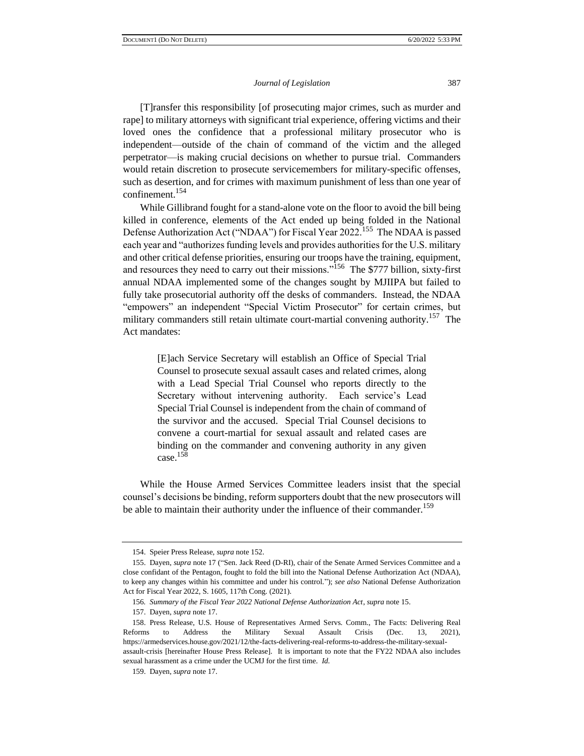[T]ransfer this responsibility [of prosecuting major crimes, such as murder and rape] to military attorneys with significant trial experience, offering victims and their loved ones the confidence that a professional military prosecutor who is independent—outside of the chain of command of the victim and the alleged perpetrator—is making crucial decisions on whether to pursue trial. Commanders would retain discretion to prosecute servicemembers for military-specific offenses, such as desertion, and for crimes with maximum punishment of less than one year of confinement.[154]

While Gillibrand fought for a stand-alone vote on the floor to avoid the bill being killed in conference, elements of the Act ended up being folded in the National Defense Authorization Act ("NDAA") for Fiscal Year 2022.[155] The NDAA is passed each year and "authorizes funding levels and provides authorities for the U.S. military and other critical defense priorities, ensuring our troops have the training, equipment, and resources they need to carry out their missions."[156] The $777 billion, sixty-first annual NDAA implemented some of the changes sought by MJIIPA but failed to fully take prosecutorial authority off the desks of commanders. Instead, the NDAA "empowers" an independent "Special Victim Prosecutor" for certain crimes, but military commanders still retain ultimate court-martial convening authority.[157] The Act mandates:

> [E]ach Service Secretary will establish an Office of Special Trial Counsel to prosecute sexual assault cases and related crimes, along with a Lead Special Trial Counsel who reports directly to the Secretary without intervening authority. Each service's Lead Special Trial Counsel is independent from the chain of command of the survivor and the accused. Special Trial Counsel decisions to convene a court-martial for sexual assault and related cases are binding on the commander and convening authority in any given case.[158]

While the House Armed Services Committee leaders insist that the special counsel's decisions be binding, reform supporters doubt that the new prosecutors will be able to maintain their authority under the influence of their commander.[159]

---

154. Speier Press Release, *supra* note 152.

155. Dayen, *supra* note 17 ("Sen. Jack Reed (D-RI), chair of the Senate Armed Services Committee and a close confidant of the Pentagon, fought to fold the bill into the National Defense Authorization Act (NDAA), to keep any changes within his committee and under his control."); *see also* National Defense Authorization Act for Fiscal Year 2022, S. 1605, 117th Cong. (2021).

156. *Summary of the Fiscal Year 2022 National Defense Authorization Act*, *supra* note 15.

157. Dayen, *supra* note 17.

158. Press Release, U.S. House of Representatives Armed Servs. Comm., The Facts: Delivering Real Reforms to Address the Military Sexual Assault Crisis (Dec. 13, 2021), https://armedservices.house.gov/2021/12/the-facts-delivering-real-reforms-to-address-the-military-sexual-assault-crisis [hereinafter House Press Release]. It is important to note that the FY22 NDAA also includes sexual harassment as a crime under the UCMJ for the first time. *Id.*

159. Dayen, *supra* note 17.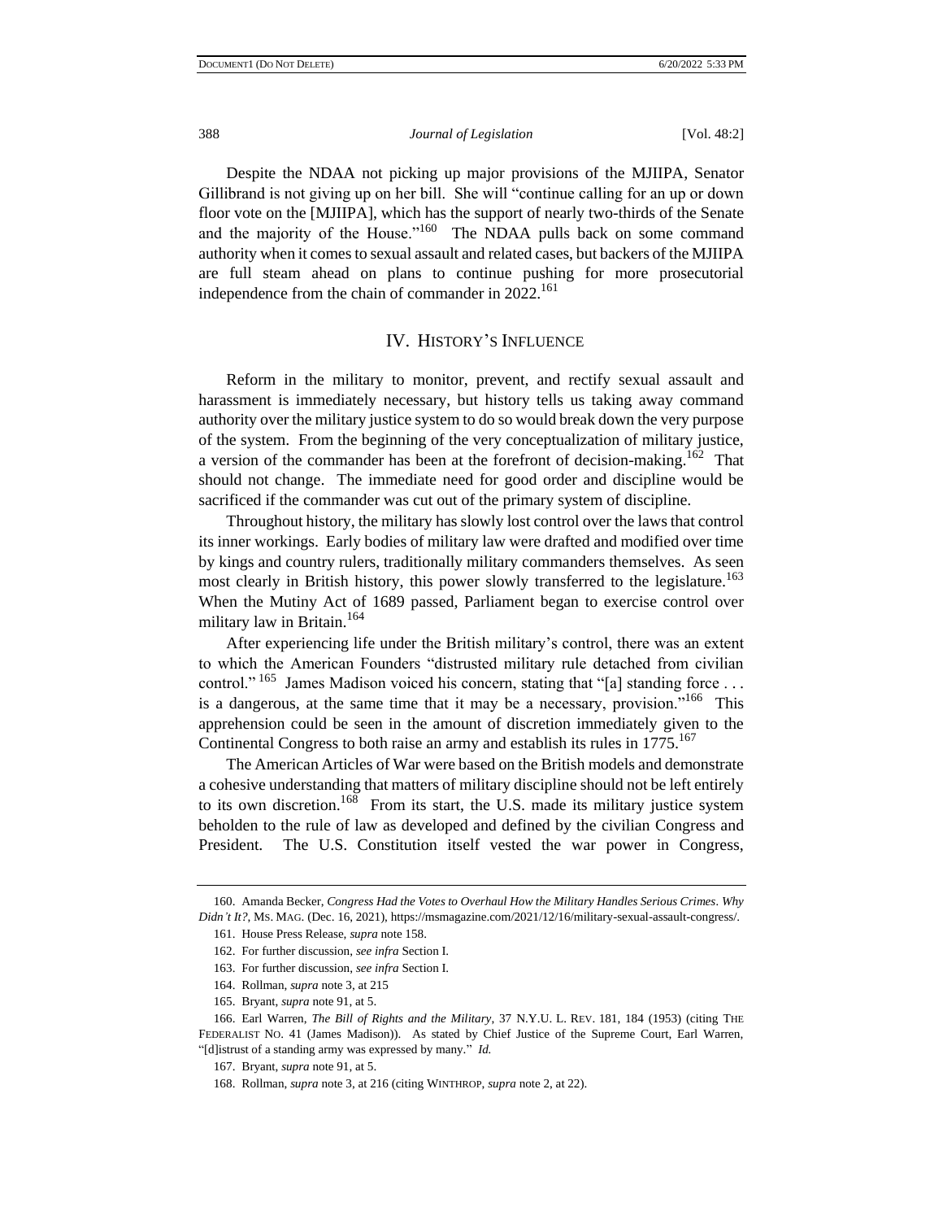Despite the NDAA not picking up major provisions of the MJIIPA, Senator Gillibrand is not giving up on her bill. She will "continue calling for an up or down floor vote on the [MJIIPA], which has the support of nearly two-thirds of the Senate and the majority of the House."[160] The NDAA pulls back on some command authority when it comes to sexual assault and related cases, but backers of the MJIIPA are full steam ahead on plans to continue pushing for more prosecutorial independence from the chain of commander in 2022.[161]

## IV. HISTORY'S INFLUENCE

Reform in the military to monitor, prevent, and rectify sexual assault and harassment is immediately necessary, but history tells us taking away command authority over the military justice system to do so would break down the very purpose of the system. From the beginning of the very conceptualization of military justice, a version of the commander has been at the forefront of decision-making.[162] That should not change. The immediate need for good order and discipline would be sacrificed if the commander was cut out of the primary system of discipline.

Throughout history, the military has slowly lost control over the laws that control its inner workings. Early bodies of military law were drafted and modified over time by kings and country rulers, traditionally military commanders themselves. As seen most clearly in British history, this power slowly transferred to the legislature.[163] When the Mutiny Act of 1689 passed, Parliament began to exercise control over military law in Britain.[164]

After experiencing life under the British military's control, there was an extent to which the American Founders "distrusted military rule detached from civilian control."[165] James Madison voiced his concern, stating that "[a] standing force . . . is a dangerous, at the same time that it may be a necessary, provision."[166] This apprehension could be seen in the amount of discretion immediately given to the Continental Congress to both raise an army and establish its rules in 1775.[167]

The American Articles of War were based on the British models and demonstrate a cohesive understanding that matters of military discipline should not be left entirely to its own discretion.[168] From its start, the U.S. made its military justice system beholden to the rule of law as developed and defined by the civilian Congress and President. The U.S. Constitution itself vested the war power in Congress,

---

160. Amanda Becker, *Congress Had the Votes to Overhaul How the Military Handles Serious Crimes. Why Didn't It?*, MS. MAG. (Dec. 16, 2021), https://msmagazine.com/2021/12/16/military-sexual-assault-congress/.

161. House Press Release, *supra* note 158.

162. For further discussion, *see infra* Section I.

163. For further discussion, *see infra* Section I.

164. Rollman, *supra* note 3, at 215

165. Bryant, *supra* note 91, at 5.

166. Earl Warren, *The Bill of Rights and the Military*, 37 N.Y.U. L. REV. 181, 184 (1953) (citing THE FEDERALIST NO. 41 (James Madison)). As stated by Chief Justice of the Supreme Court, Earl Warren, "[d]istrust of a standing army was expressed by many." *Id.*

167. Bryant, *supra* note 91, at 5.

168. Rollman, *supra* note 3, at 216 (citing WINTHROP, *supra* note 2, at 22).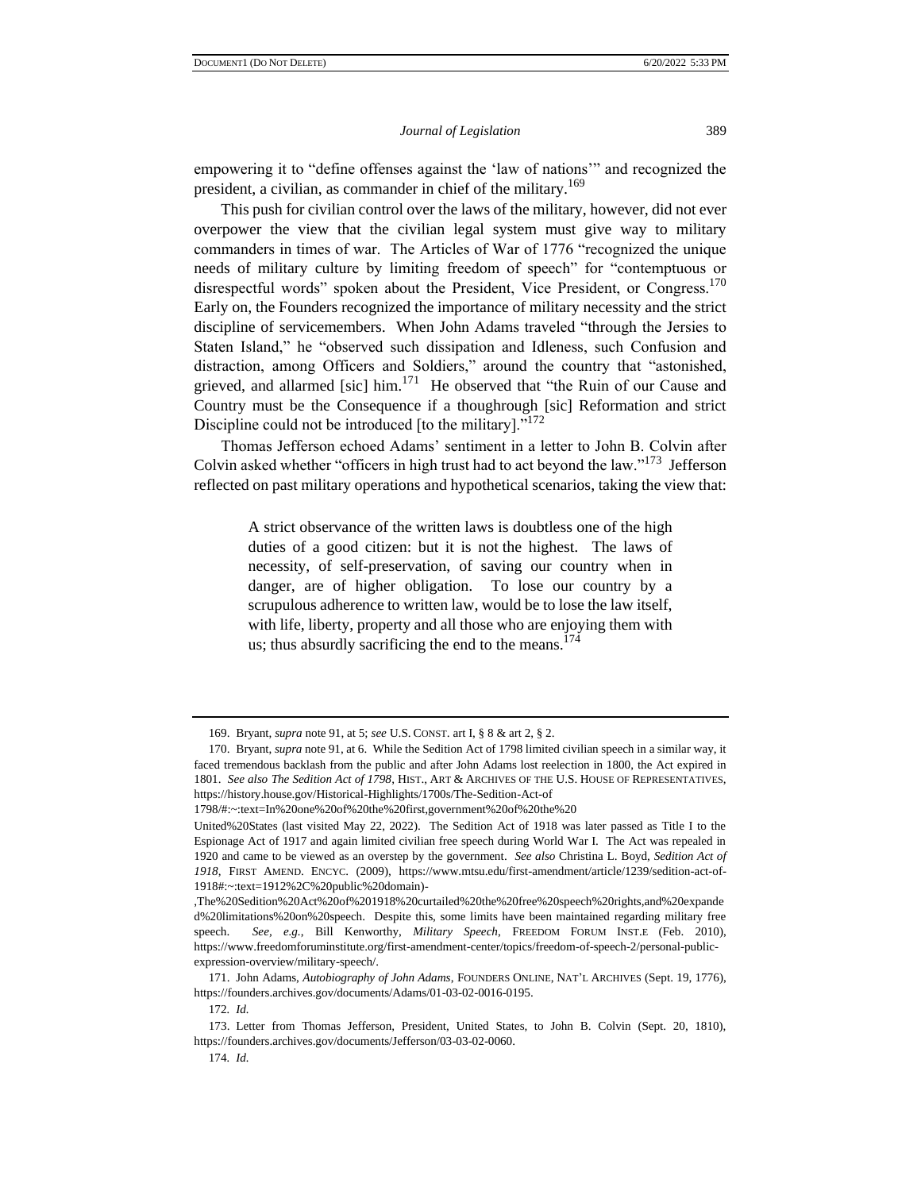empowering it to "define offenses against the 'law of nations'" and recognized the president, a civilian, as commander in chief of the military.[169]

This push for civilian control over the laws of the military, however, did not ever overpower the view that the civilian legal system must give way to military commanders in times of war. The Articles of War of 1776 "recognized the unique needs of military culture by limiting freedom of speech" for "contemptuous or disrespectful words" spoken about the President, Vice President, or Congress.[170] Early on, the Founders recognized the importance of military necessity and the strict discipline of servicemembers. When John Adams traveled "through the Jersies to Staten Island," he "observed such dissipation and Idleness, such Confusion and distraction, among Officers and Soldiers," around the country that "astonished, grieved, and allarmed [sic] him.[171] He observed that "the Ruin of our Cause and Country must be the Consequence if a thoughrough [sic] Reformation and strict Discipline could not be introduced [to the military]."[172]

Thomas Jefferson echoed Adams' sentiment in a letter to John B. Colvin after Colvin asked whether "officers in high trust had to act beyond the law."[173] Jefferson reflected on past military operations and hypothetical scenarios, taking the view that:

> A strict observance of the written laws is doubtless one of the high duties of a good citizen: but it is not the highest. The laws of necessity, of self-preservation, of saving our country when in danger, are of higher obligation. To lose our country by a scrupulous adherence to written law, would be to lose the law itself, with life, liberty, property and all those who are enjoying them with us; thus absurdly sacrificing the end to the means.[174]

---

169. Bryant, *supra* note 91, at 5; *see* U.S. CONST. art I, § 8 & art 2, § 2.

170. Bryant, *supra* note 91, at 6. While the Sedition Act of 1798 limited civilian speech in a similar way, it faced tremendous backlash from the public and after John Adams lost reelection in 1800, the Act expired in 1801. *See also The Sedition Act of 1798*, HIST., ART & ARCHIVES OF THE U.S. HOUSE OF REPRESENTATIVES, https://history.house.gov/Historical-Highlights/1700s/The-Sedition-Act-of 1798/#:~:text=In%20one%20of%20the%20first,government%20of%20the%20 United%20States (last visited May 22, 2022). The Sedition Act of 1918 was later passed as Title I to the Espionage Act of 1917 and again limited civilian free speech during World War I. The Act was repealed in 1920 and came to be viewed as an overstep by the government. *See also* Christina L. Boyd, *Sedition Act of 1918*, FIRST AMEND. ENCYC. (2009), https://www.mtsu.edu/first-amendment/article/1239/sedition-act-of-1918#:~:text=1912%2C%20public%20domain)- ,The%20Sedition%20Act%20of%201918%20curtailed%20the%20free%20speech%20rights,and%20expanded%20limitations%20on%20speech. Despite this, some limits have been maintained regarding military free speech. *See, e.g.*, Bill Kenworthy, *Military Speech*, FREEDOM FORUM INST.E (Feb. 2010), https://www.freedomforuminstitute.org/first-amendment-center/topics/freedom-of-speech-2/personal-public-expression-overview/military-speech/.

171. John Adams, *Autobiography of John Adams*, FOUNDERS ONLINE, NAT'L ARCHIVES (Sept. 19, 1776), https://founders.archives.gov/documents/Adams/01-03-02-0016-0195.

172. *Id.*

173. Letter from Thomas Jefferson, President, United States, to John B. Colvin (Sept. 20, 1810), https://founders.archives.gov/documents/Jefferson/03-03-02-0060.

174. *Id.*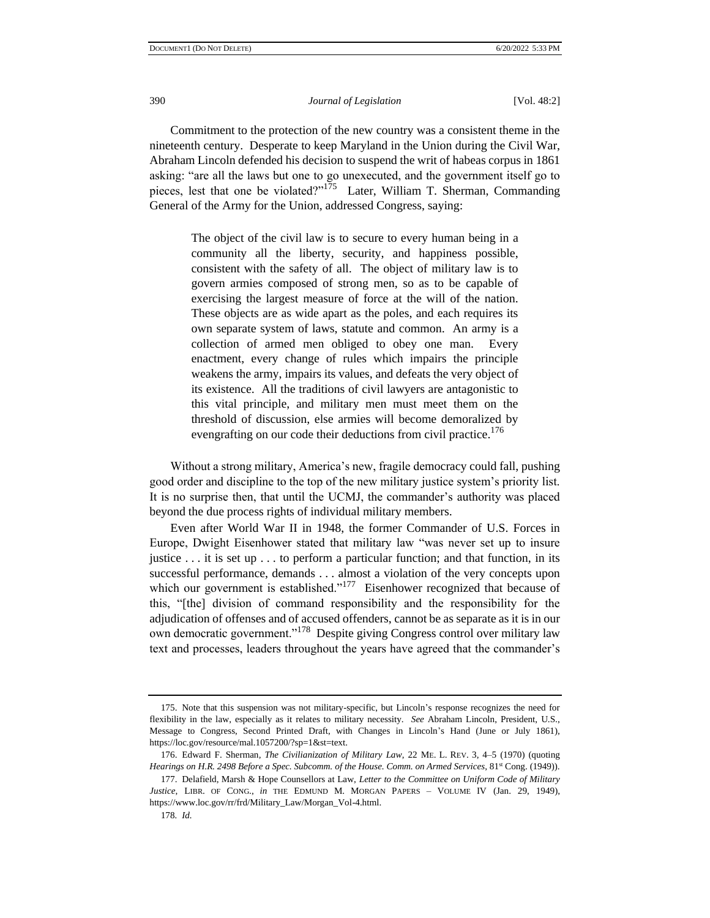Commitment to the protection of the new country was a consistent theme in the nineteenth century. Desperate to keep Maryland in the Union during the Civil War, Abraham Lincoln defended his decision to suspend the writ of habeas corpus in 1861 asking: "are all the laws but one to go unexecuted, and the government itself go to pieces, lest that one be violated?"[175] Later, William T. Sherman, Commanding General of the Army for the Union, addressed Congress, saying:

> The object of the civil law is to secure to every human being in a community all the liberty, security, and happiness possible, consistent with the safety of all. The object of military law is to govern armies composed of strong men, so as to be capable of exercising the largest measure of force at the will of the nation. These objects are as wide apart as the poles, and each requires its own separate system of laws, statute and common. An army is a collection of armed men obliged to obey one man. Every enactment, every change of rules which impairs the principle weakens the army, impairs its values, and defeats the very object of its existence. All the traditions of civil lawyers are antagonistic to this vital principle, and military men must meet them on the threshold of discussion, else armies will become demoralized by evengrafting on our code their deductions from civil practice.[176]

Without a strong military, America's new, fragile democracy could fall, pushing good order and discipline to the top of the new military justice system's priority list. It is no surprise then, that until the UCMJ, the commander's authority was placed beyond the due process rights of individual military members.

Even after World War II in 1948, the former Commander of U.S. Forces in Europe, Dwight Eisenhower stated that military law "was never set up to insure justice . . . it is set up . . . to perform a particular function; and that function, in its successful performance, demands . . . almost a violation of the very concepts upon which our government is established."[177] Eisenhower recognized that because of this, "[the] division of command responsibility and the responsibility for the adjudication of offenses and of accused offenders, cannot be as separate as it is in our own democratic government."[178] Despite giving Congress control over military law text and processes, leaders throughout the years have agreed that the commander's

---

175. Note that this suspension was not military-specific, but Lincoln's response recognizes the need for flexibility in the law, especially as it relates to military necessity. *See* Abraham Lincoln, President, U.S., Message to Congress, Second Printed Draft, with Changes in Lincoln's Hand (June or July 1861), https://loc.gov/resource/mal.1057200/?sp=1&st=text.

176. Edward F. Sherman, *The Civilianization of Military Law*, 22 ME. L. REV. 3, 4–5 (1970) (quoting *Hearings on H.R. 2498 Before a Spec. Subcomm. of the House. Comm. on Armed Services*, 81st Cong. (1949)).

177. Delafield, Marsh & Hope Counsellors at Law, *Letter to the Committee on Uniform Code of Military Justice*, LIBR. OF CONG., *in* THE EDMUND M. MORGAN PAPERS – VOLUME IV (Jan. 29, 1949), https://www.loc.gov/rr/frd/Military_Law/Morgan_Vol-4.html.

178. *Id.*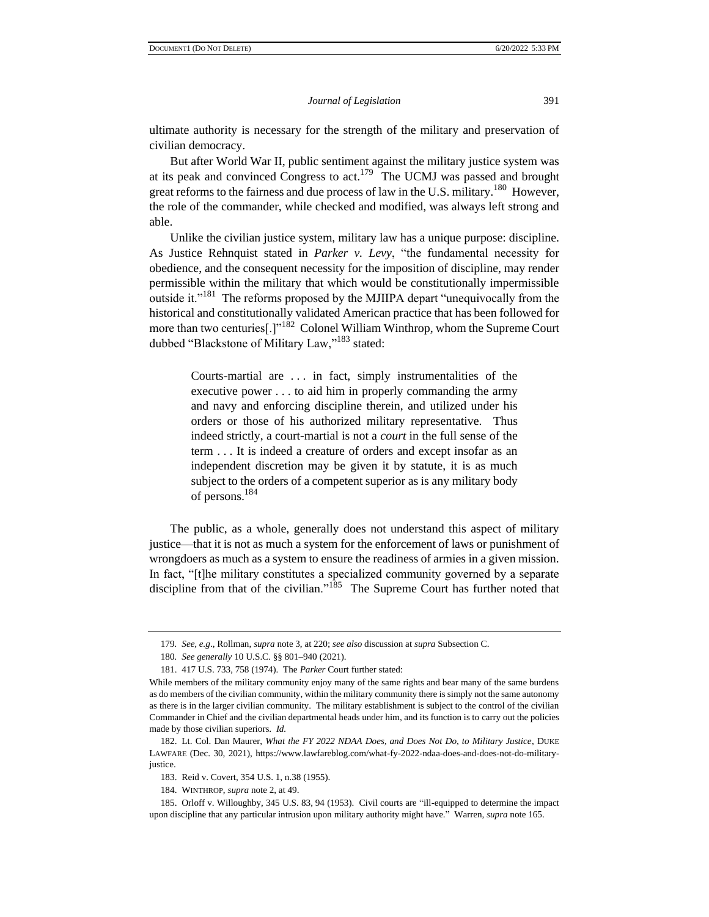ultimate authority is necessary for the strength of the military and preservation of civilian democracy.

But after World War II, public sentiment against the military justice system was at its peak and convinced Congress to act.[179] The UCMJ was passed and brought great reforms to the fairness and due process of law in the U.S. military.[180] However, the role of the commander, while checked and modified, was always left strong and able.

Unlike the civilian justice system, military law has a unique purpose: discipline. As Justice Rehnquist stated in *Parker v. Levy*, "the fundamental necessity for obedience, and the consequent necessity for the imposition of discipline, may render permissible within the military that which would be constitutionally impermissible outside it."[181] The reforms proposed by the MJIIPA depart "unequivocally from the historical and constitutionally validated American practice that has been followed for more than two centuries[.]"[182] Colonel William Winthrop, whom the Supreme Court dubbed "Blackstone of Military Law,"[183] stated:

> Courts-martial are . . . in fact, simply instrumentalities of the executive power . . . to aid him in properly commanding the army and navy and enforcing discipline therein, and utilized under his orders or those of his authorized military representative. Thus indeed strictly, a court-martial is not a *court* in the full sense of the term . . . It is indeed a creature of orders and except insofar as an independent discretion may be given it by statute, it is as much subject to the orders of a competent superior as is any military body of persons.[184]

The public, as a whole, generally does not understand this aspect of military justice—that it is not as much a system for the enforcement of laws or punishment of wrongdoers as much as a system to ensure the readiness of armies in a given mission. In fact, "[t]he military constitutes a specialized community governed by a separate discipline from that of the civilian."[185] The Supreme Court has further noted that

---

179. *See, e.g*., Rollman, *supra* note 3, at 220; *see also* discussion at *supra* Subsection C.

180. *See generally* 10 U.S.C. §§ 801–940 (2021).

181. 417 U.S. 733, 758 (1974). The *Parker* Court further stated:

While members of the military community enjoy many of the same rights and bear many of the same burdens as do members of the civilian community, within the military community there is simply not the same autonomy as there is in the larger civilian community. The military establishment is subject to the control of the civilian Commander in Chief and the civilian departmental heads under him, and its function is to carry out the policies made by those civilian superiors. *Id.*

182. Lt. Col. Dan Maurer, *What the FY 2022 NDAA Does, and Does Not Do, to Military Justice*, DUKE LAWFARE (Dec. 30, 2021), https://www.lawfareblog.com/what-fy-2022-ndaa-does-and-does-not-do-military-justice.

183. Reid v. Covert, 354 U.S. 1, n.38 (1955).

184. WINTHROP, *supra* note 2, at 49.

185. Orloff v. Willoughby, 345 U.S. 83, 94 (1953). Civil courts are "ill-equipped to determine the impact upon discipline that any particular intrusion upon military authority might have." Warren, *supra* note 165.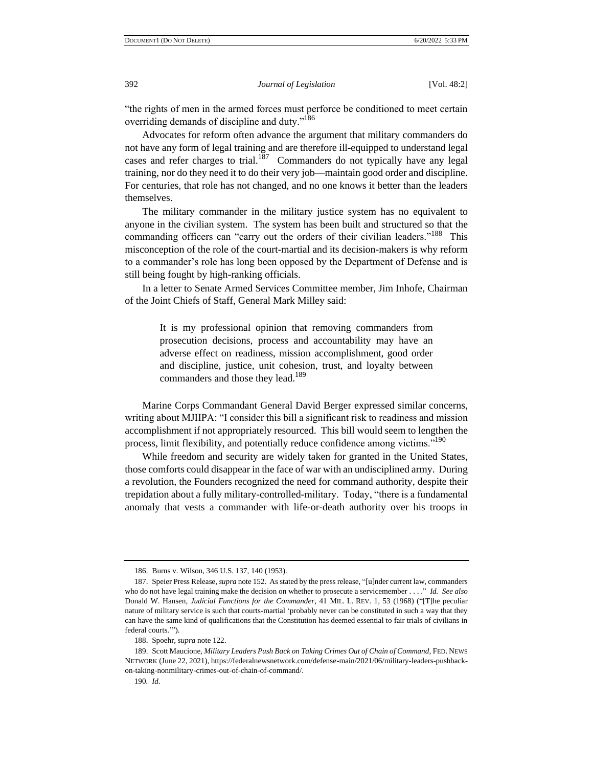"the rights of men in the armed forces must perforce be conditioned to meet certain overriding demands of discipline and duty."[186]

Advocates for reform often advance the argument that military commanders do not have any form of legal training and are therefore ill-equipped to understand legal cases and refer charges to trial.[187] Commanders do not typically have any legal training, nor do they need it to do their very job—maintain good order and discipline. For centuries, that role has not changed, and no one knows it better than the leaders themselves.

The military commander in the military justice system has no equivalent to anyone in the civilian system. The system has been built and structured so that the commanding officers can "carry out the orders of their civilian leaders."[188] This misconception of the role of the court-martial and its decision-makers is why reform to a commander's role has long been opposed by the Department of Defense and is still being fought by high-ranking officials.

In a letter to Senate Armed Services Committee member, Jim Inhofe, Chairman of the Joint Chiefs of Staff, General Mark Milley said:

> It is my professional opinion that removing commanders from prosecution decisions, process and accountability may have an adverse effect on readiness, mission accomplishment, good order and discipline, justice, unit cohesion, trust, and loyalty between commanders and those they lead.[189]

Marine Corps Commandant General David Berger expressed similar concerns, writing about MJIIPA: "I consider this bill a significant risk to readiness and mission accomplishment if not appropriately resourced. This bill would seem to lengthen the process, limit flexibility, and potentially reduce confidence among victims."[190]

While freedom and security are widely taken for granted in the United States, those comforts could disappear in the face of war with an undisciplined army. During a revolution, the Founders recognized the need for command authority, despite their trepidation about a fully military-controlled-military. Today, "there is a fundamental anomaly that vests a commander with life-or-death authority over his troops in

---

186. Burns v. Wilson, 346 U.S. 137, 140 (1953).

187. Speier Press Release, *supra* note 152. As stated by the press release, "[u]nder current law, commanders who do not have legal training make the decision on whether to prosecute a servicemember . . . ." *Id. See also* Donald W. Hansen, *Judicial Functions for the Commander*, 41 MIL. L. REV. 1, 53 (1968) ("[T]he peculiar nature of military service is such that courts-martial 'probably never can be constituted in such a way that they can have the same kind of qualifications that the Constitution has deemed essential to fair trials of civilians in federal courts.'").

188. Spoehr, *supra* note 122.

189. Scott Maucione, *Military Leaders Push Back on Taking Crimes Out of Chain of Command*, FED. NEWS NETWORK (June 22, 2021), https://federalnewsnetwork.com/defense-main/2021/06/military-leaders-pushback-on-taking-nonmilitary-crimes-out-of-chain-of-command/.

190. *Id.*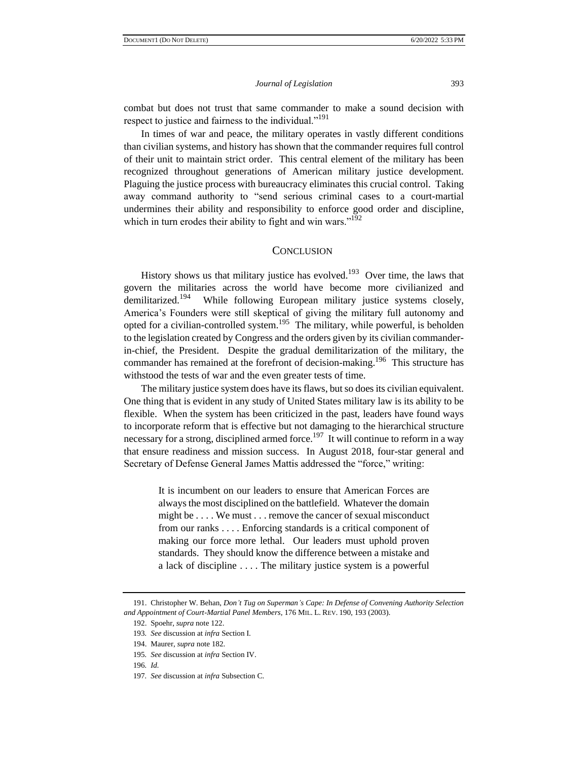combat but does not trust that same commander to make a sound decision with respect to justice and fairness to the individual."[191]

In times of war and peace, the military operates in vastly different conditions than civilian systems, and history has shown that the commander requires full control of their unit to maintain strict order. This central element of the military has been recognized throughout generations of American military justice development. Plaguing the justice process with bureaucracy eliminates this crucial control. Taking away command authority to "send serious criminal cases to a court-martial undermines their ability and responsibility to enforce good order and discipline, which in turn erodes their ability to fight and win wars."[192]

## CONCLUSION

History shows us that military justice has evolved.[193] Over time, the laws that govern the militaries across the world have become more civilianized and demilitarized.[194] While following European military justice systems closely, America's Founders were still skeptical of giving the military full autonomy and opted for a civilian-controlled system.[195] The military, while powerful, is beholden to the legislation created by Congress and the orders given by its civilian commander-in-chief, the President. Despite the gradual demilitarization of the military, the commander has remained at the forefront of decision-making.[196] This structure has withstood the tests of war and the even greater tests of time.

The military justice system does have its flaws, but so does its civilian equivalent. One thing that is evident in any study of United States military law is its ability to be flexible. When the system has been criticized in the past, leaders have found ways to incorporate reform that is effective but not damaging to the hierarchical structure necessary for a strong, disciplined armed force.[197] It will continue to reform in a way that ensure readiness and mission success. In August 2018, four-star general and Secretary of Defense General James Mattis addressed the "force," writing:

> It is incumbent on our leaders to ensure that American Forces are always the most disciplined on the battlefield. Whatever the domain might be . . . . We must . . . remove the cancer of sexual misconduct from our ranks . . . . Enforcing standards is a critical component of making our force more lethal. Our leaders must uphold proven standards. They should know the difference between a mistake and a lack of discipline . . . . The military justice system is a powerful

---

191. Christopher W. Behan, *Don't Tug on Superman's Cape: In Defense of Convening Authority Selection and Appointment of Court-Martial Panel Members*, 176 MIL. L. REV. 190, 193 (2003).

192. Spoehr, *supra* note 122.

193. *See* discussion at *infra* Section I.

194. Maurer, *supra* note 182.

195. *See* discussion at *infra* Section IV.

196. *Id.*

197. *See* discussion at *infra* Subsection C.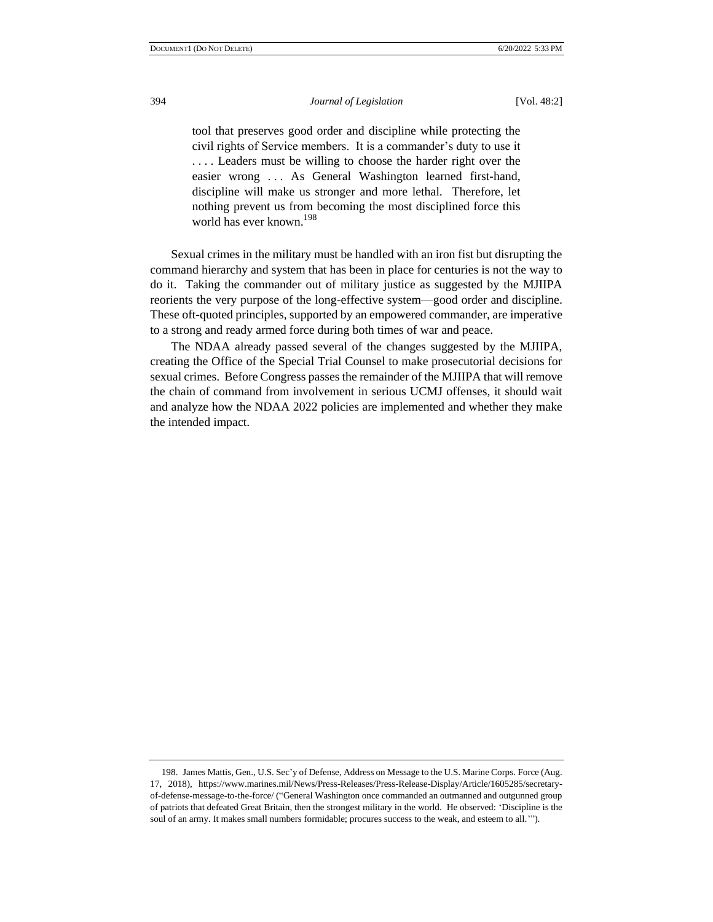> tool that preserves good order and discipline while protecting the civil rights of Service members. It is a commander's duty to use it . . . . Leaders must be willing to choose the harder right over the easier wrong . . . As General Washington learned first-hand, discipline will make us stronger and more lethal. Therefore, let nothing prevent us from becoming the most disciplined force this world has ever known.[198]

Sexual crimes in the military must be handled with an iron fist but disrupting the command hierarchy and system that has been in place for centuries is not the way to do it. Taking the commander out of military justice as suggested by the MJIIPA reorients the very purpose of the long-effective system—good order and discipline. These oft-quoted principles, supported by an empowered commander, are imperative to a strong and ready armed force during both times of war and peace.

The NDAA already passed several of the changes suggested by the MJIIPA, creating the Office of the Special Trial Counsel to make prosecutorial decisions for sexual crimes. Before Congress passes the remainder of the MJIIPA that will remove the chain of command from involvement in serious UCMJ offenses, it should wait and analyze how the NDAA 2022 policies are implemented and whether they make the intended impact.

---

198. James Mattis, Gen., U.S. Sec'y of Defense, Address on Message to the U.S. Marine Corps. Force (Aug. 17, 2018), https://www.marines.mil/News/Press-Releases/Press-Release-Display/Article/1605285/secretary-of-defense-message-to-the-force/ ("General Washington once commanded an outmanned and outgunned group of patriots that defeated Great Britain, then the strongest military in the world. He observed: 'Discipline is the soul of an army. It makes small numbers formidable; procures success to the weak, and esteem to all.'").